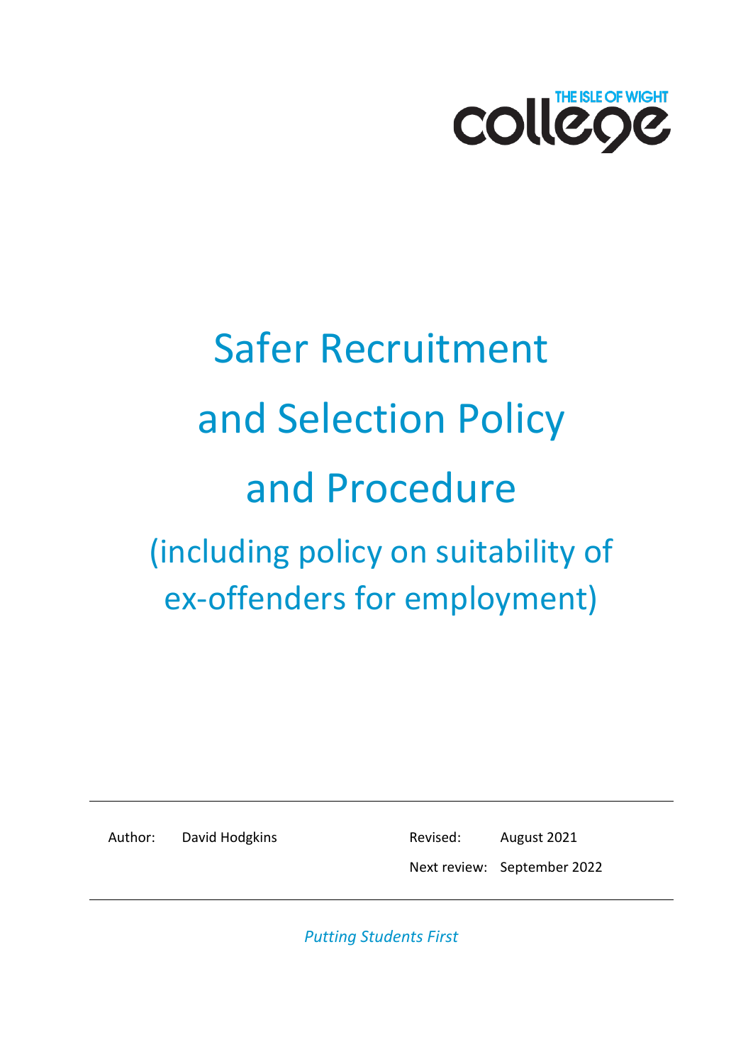THE ISLE OF WIGHT college

# Safer Recruitment and Selection Policy and Procedure

## (including policy on suitability of ex-offenders for employment)

| | | | |
|---|---|---|---|
| Author: | David Hodgkins | Revised: | August 2021 |
| | | Next review: | September 2022 |

*Putting Students First*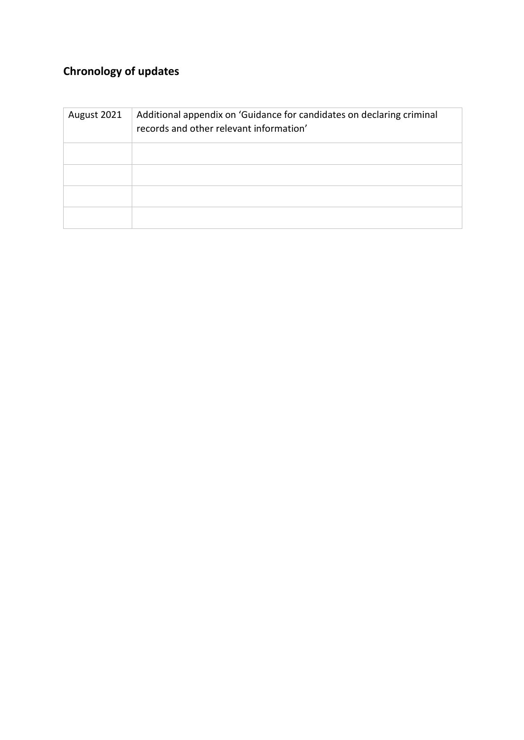## Chronology of updates

| August 2021 | Additional appendix on 'Guidance for candidates on declaring criminal records and other relevant information' |
| --- | --- |
| | |
| | |
| | |
| | |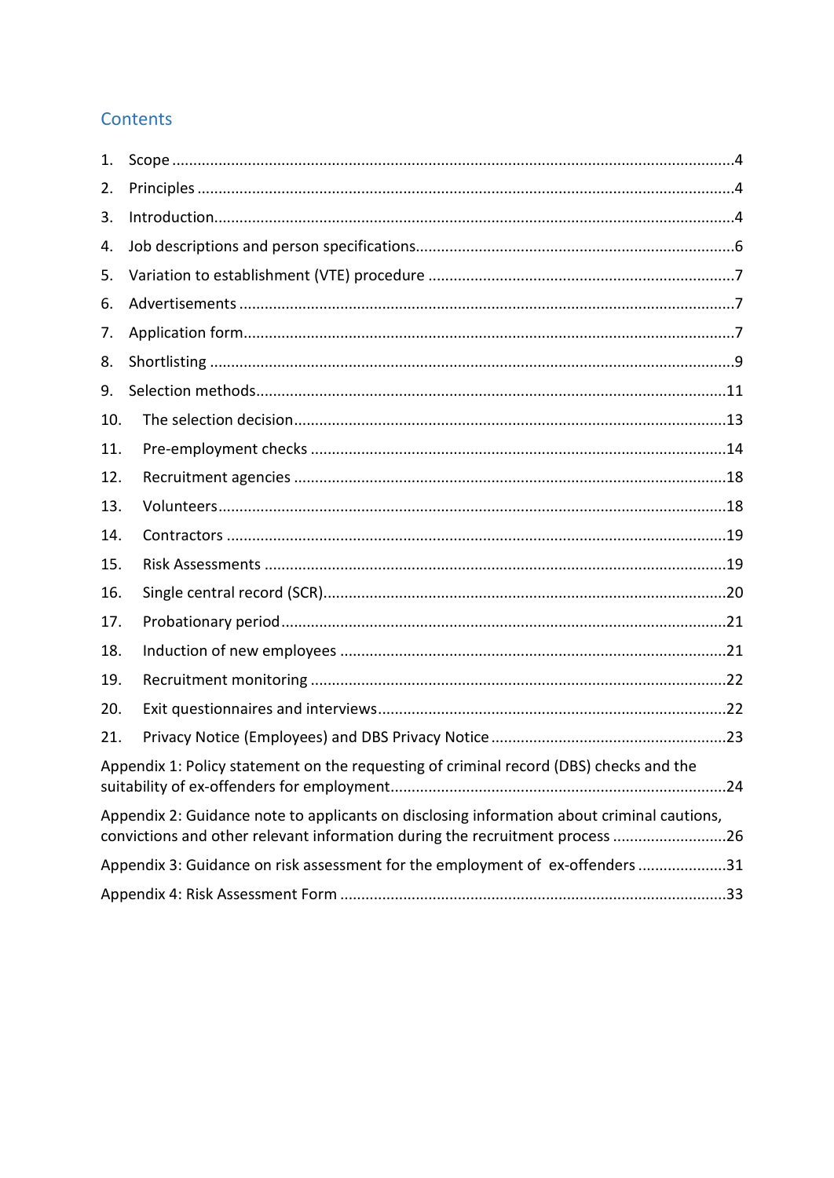## Contents

1. Scope ....................................................................................................................4
2. Principles ..............................................................................................................4
3. Introduction...........................................................................................................4
4. Job descriptions and person specifications...........................................................6
5. Variation to establishment (VTE) procedure .........................................................7
6. Advertisements .....................................................................................................7
7. Application form....................................................................................................7
8. Shortlisting ............................................................................................................9
9. Selection methods.................................................................................................11
10. The selection decision.........................................................................................13
11. Pre-employment checks .....................................................................................14
12. Recruitment agencies .........................................................................................18
13. Volunteers...........................................................................................................18
14. Contractors .........................................................................................................19
15. Risk Assessments ...............................................................................................19
16. Single central record (SCR).................................................................................20
17. Probationary period............................................................................................21
18. Induction of new employees ..............................................................................21
19. Recruitment monitoring .....................................................................................22
20. Exit questionnaires and interviews.....................................................................22
21. Privacy Notice (Employees) and DBS Privacy Notice ..........................................23

Appendix 1: Policy statement on the requesting of criminal record (DBS) checks and the suitability of ex-offenders for employment..........................................................................24

Appendix 2: Guidance note to applicants on disclosing information about criminal cautions, convictions and other relevant information during the recruitment process ..........................26

Appendix 3: Guidance on risk assessment for the employment of ex-offenders .....................31

Appendix 4: Risk Assessment Form .........................................................................................33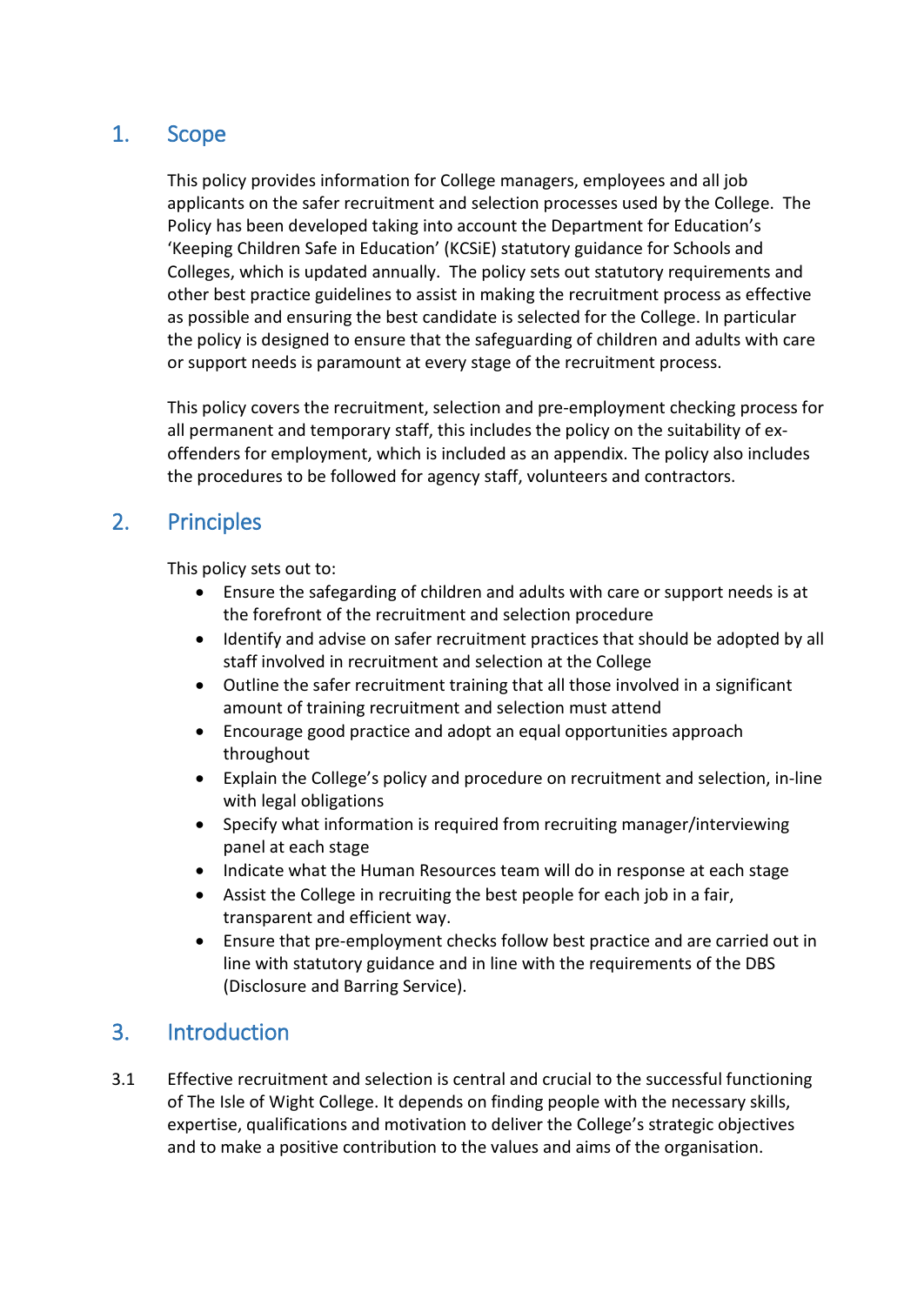## 1. Scope

This policy provides information for College managers, employees and all job applicants on the safer recruitment and selection processes used by the College. The Policy has been developed taking into account the Department for Education's 'Keeping Children Safe in Education' (KCSiE) statutory guidance for Schools and Colleges, which is updated annually. The policy sets out statutory requirements and other best practice guidelines to assist in making the recruitment process as effective as possible and ensuring the best candidate is selected for the College. In particular the policy is designed to ensure that the safeguarding of children and adults with care or support needs is paramount at every stage of the recruitment process.

This policy covers the recruitment, selection and pre-employment checking process for all permanent and temporary staff, this includes the policy on the suitability of ex-offenders for employment, which is included as an appendix. The policy also includes the procedures to be followed for agency staff, volunteers and contractors.

## 2. Principles

This policy sets out to:

- Ensure the safegarding of children and adults with care or support needs is at the forefront of the recruitment and selection procedure
- Identify and advise on safer recruitment practices that should be adopted by all staff involved in recruitment and selection at the College
- Outline the safer recruitment training that all those involved in a significant amount of training recruitment and selection must attend
- Encourage good practice and adopt an equal opportunities approach throughout
- Explain the College's policy and procedure on recruitment and selection, in-line with legal obligations
- Specify what information is required from recruiting manager/interviewing panel at each stage
- Indicate what the Human Resources team will do in response at each stage
- Assist the College in recruiting the best people for each job in a fair, transparent and efficient way.
- Ensure that pre-employment checks follow best practice and are carried out in line with statutory guidance and in line with the requirements of the DBS (Disclosure and Barring Service).

## 3. Introduction

3.1 Effective recruitment and selection is central and crucial to the successful functioning of The Isle of Wight College. It depends on finding people with the necessary skills, expertise, qualifications and motivation to deliver the College's strategic objectives and to make a positive contribution to the values and aims of the organisation.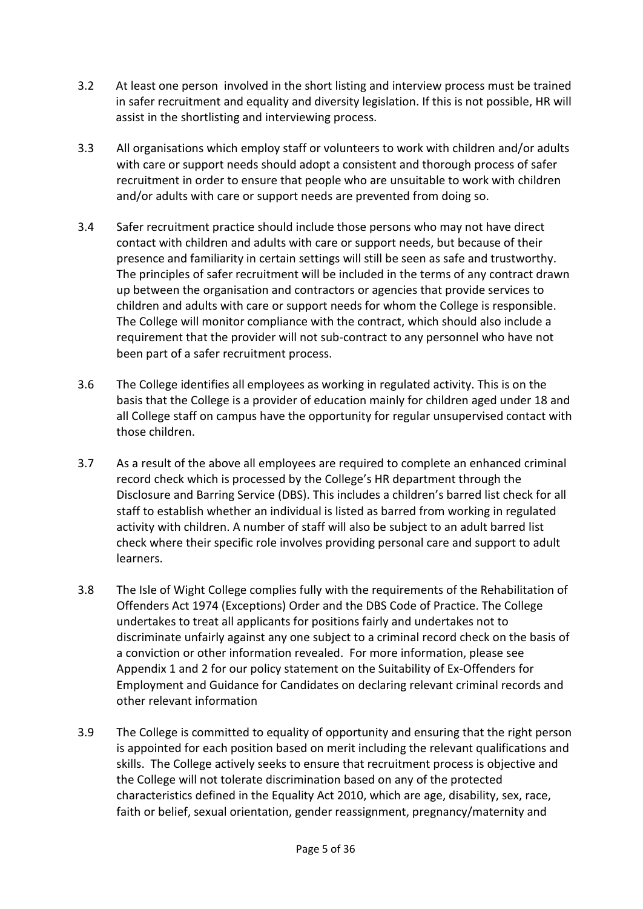3.2 At least one person involved in the short listing and interview process must be trained in safer recruitment and equality and diversity legislation. If this is not possible, HR will assist in the shortlisting and interviewing process.

3.3 All organisations which employ staff or volunteers to work with children and/or adults with care or support needs should adopt a consistent and thorough process of safer recruitment in order to ensure that people who are unsuitable to work with children and/or adults with care or support needs are prevented from doing so.

3.4 Safer recruitment practice should include those persons who may not have direct contact with children and adults with care or support needs, but because of their presence and familiarity in certain settings will still be seen as safe and trustworthy. The principles of safer recruitment will be included in the terms of any contract drawn up between the organisation and contractors or agencies that provide services to children and adults with care or support needs for whom the College is responsible. The College will monitor compliance with the contract, which should also include a requirement that the provider will not sub-contract to any personnel who have not been part of a safer recruitment process.

3.6 The College identifies all employees as working in regulated activity. This is on the basis that the College is a provider of education mainly for children aged under 18 and all College staff on campus have the opportunity for regular unsupervised contact with those children.

3.7 As a result of the above all employees are required to complete an enhanced criminal record check which is processed by the College's HR department through the Disclosure and Barring Service (DBS). This includes a children's barred list check for all staff to establish whether an individual is listed as barred from working in regulated activity with children. A number of staff will also be subject to an adult barred list check where their specific role involves providing personal care and support to adult learners.

3.8 The Isle of Wight College complies fully with the requirements of the Rehabilitation of Offenders Act 1974 (Exceptions) Order and the DBS Code of Practice. The College undertakes to treat all applicants for positions fairly and undertakes not to discriminate unfairly against any one subject to a criminal record check on the basis of a conviction or other information revealed. For more information, please see Appendix 1 and 2 for our policy statement on the Suitability of Ex-Offenders for Employment and Guidance for Candidates on declaring relevant criminal records and other relevant information

3.9 The College is committed to equality of opportunity and ensuring that the right person is appointed for each position based on merit including the relevant qualifications and skills. The College actively seeks to ensure that recruitment process is objective and the College will not tolerate discrimination based on any of the protected characteristics defined in the Equality Act 2010, which are age, disability, sex, race, faith or belief, sexual orientation, gender reassignment, pregnancy/maternity and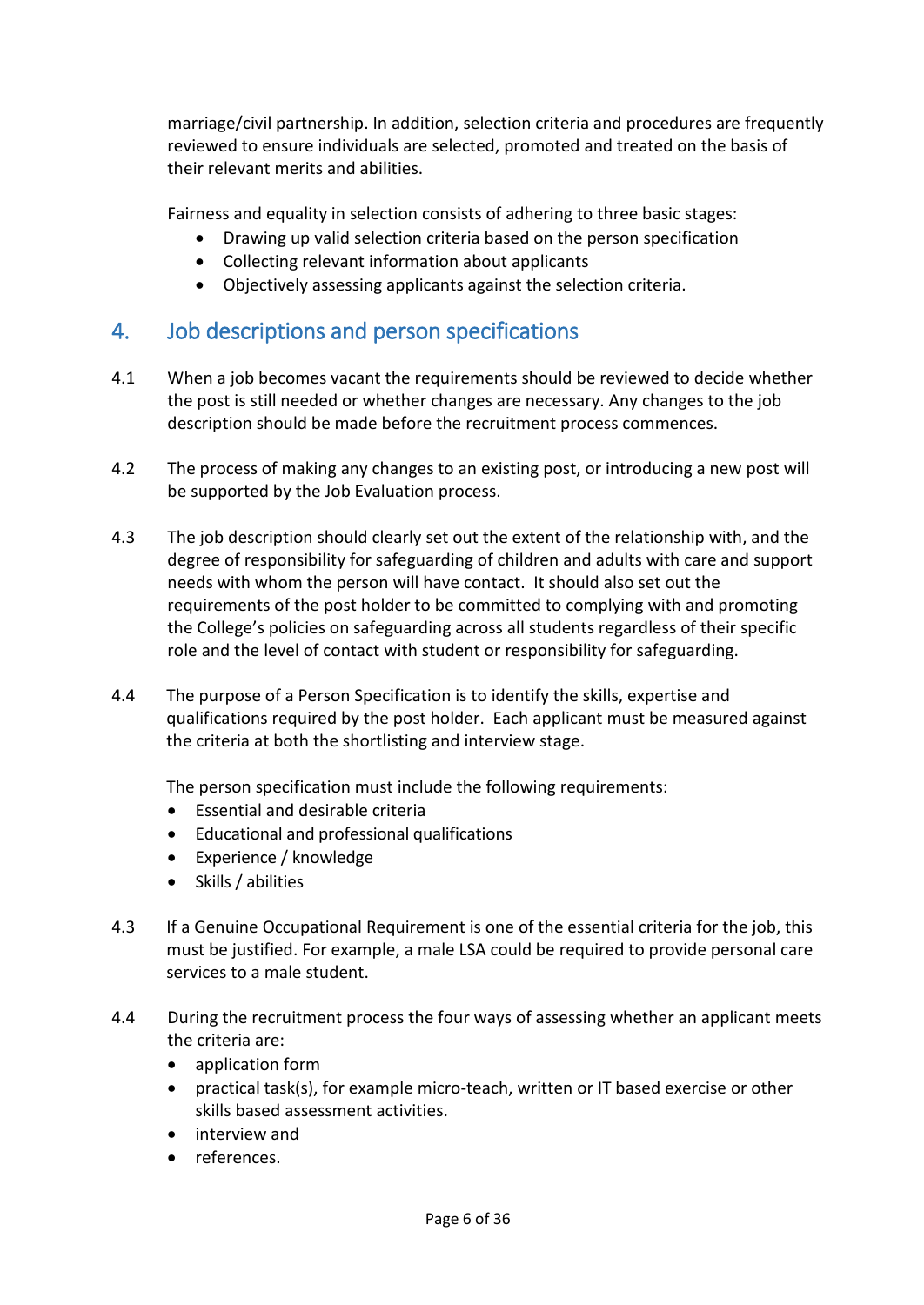marriage/civil partnership. In addition, selection criteria and procedures are frequently reviewed to ensure individuals are selected, promoted and treated on the basis of their relevant merits and abilities.

Fairness and equality in selection consists of adhering to three basic stages:

- Drawing up valid selection criteria based on the person specification
- Collecting relevant information about applicants
- Objectively assessing applicants against the selection criteria.

## 4. Job descriptions and person specifications

4.1 When a job becomes vacant the requirements should be reviewed to decide whether the post is still needed or whether changes are necessary. Any changes to the job description should be made before the recruitment process commences.

4.2 The process of making any changes to an existing post, or introducing a new post will be supported by the Job Evaluation process.

4.3 The job description should clearly set out the extent of the relationship with, and the degree of responsibility for safeguarding of children and adults with care and support needs with whom the person will have contact. It should also set out the requirements of the post holder to be committed to complying with and promoting the College's policies on safeguarding across all students regardless of their specific role and the level of contact with student or responsibility for safeguarding.

4.4 The purpose of a Person Specification is to identify the skills, expertise and qualifications required by the post holder. Each applicant must be measured against the criteria at both the shortlisting and interview stage.

The person specification must include the following requirements:

- Essential and desirable criteria
- Educational and professional qualifications
- Experience / knowledge
- Skills / abilities

4.3 If a Genuine Occupational Requirement is one of the essential criteria for the job, this must be justified. For example, a male LSA could be required to provide personal care services to a male student.

4.4 During the recruitment process the four ways of assessing whether an applicant meets the criteria are:

- application form
- practical task(s), for example micro-teach, written or IT based exercise or other skills based assessment activities.
- interview and
- references.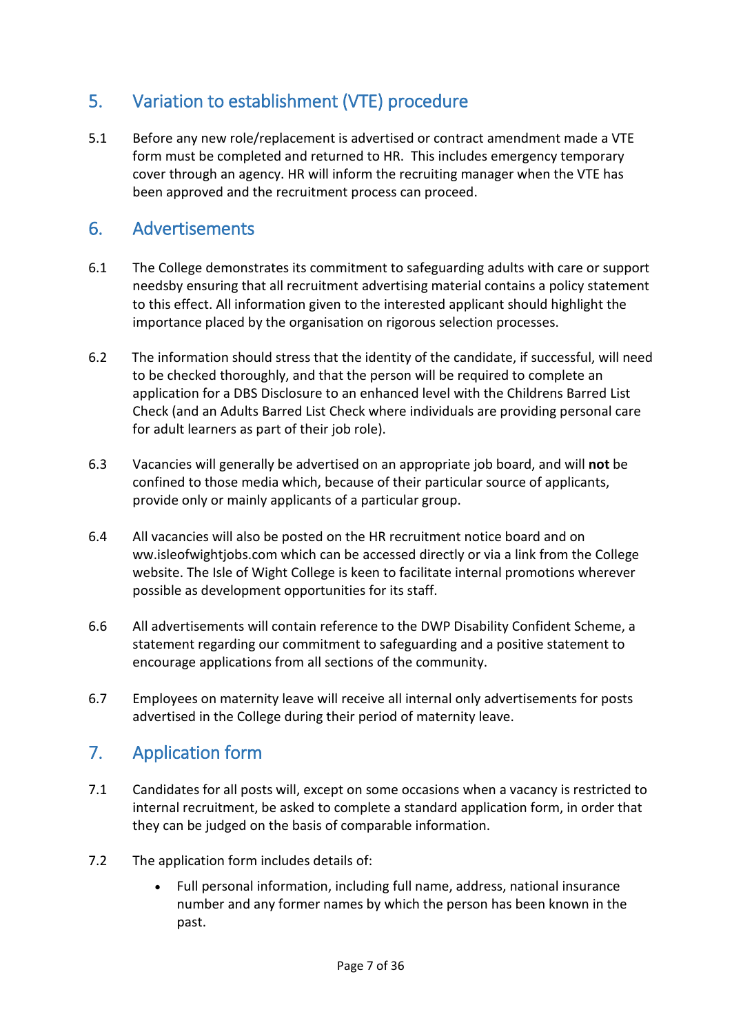## 5. Variation to establishment (VTE) procedure

5.1 Before any new role/replacement is advertised or contract amendment made a VTE form must be completed and returned to HR. This includes emergency temporary cover through an agency. HR will inform the recruiting manager when the VTE has been approved and the recruitment process can proceed.

## 6. Advertisements

6.1 The College demonstrates its commitment to safeguarding adults with care or support needsby ensuring that all recruitment advertising material contains a policy statement to this effect. All information given to the interested applicant should highlight the importance placed by the organisation on rigorous selection processes.

6.2 The information should stress that the identity of the candidate, if successful, will need to be checked thoroughly, and that the person will be required to complete an application for a DBS Disclosure to an enhanced level with the Childrens Barred List Check (and an Adults Barred List Check where individuals are providing personal care for adult learners as part of their job role).

6.3 Vacancies will generally be advertised on an appropriate job board, and will **not** be confined to those media which, because of their particular source of applicants, provide only or mainly applicants of a particular group.

6.4 All vacancies will also be posted on the HR recruitment notice board and on ww.isleofwightjobs.com which can be accessed directly or via a link from the College website. The Isle of Wight College is keen to facilitate internal promotions wherever possible as development opportunities for its staff.

6.6 All advertisements will contain reference to the DWP Disability Confident Scheme, a statement regarding our commitment to safeguarding and a positive statement to encourage applications from all sections of the community.

6.7 Employees on maternity leave will receive all internal only advertisements for posts advertised in the College during their period of maternity leave.

## 7. Application form

7.1 Candidates for all posts will, except on some occasions when a vacancy is restricted to internal recruitment, be asked to complete a standard application form, in order that they can be judged on the basis of comparable information.

7.2 The application form includes details of:

- Full personal information, including full name, address, national insurance number and any former names by which the person has been known in the past.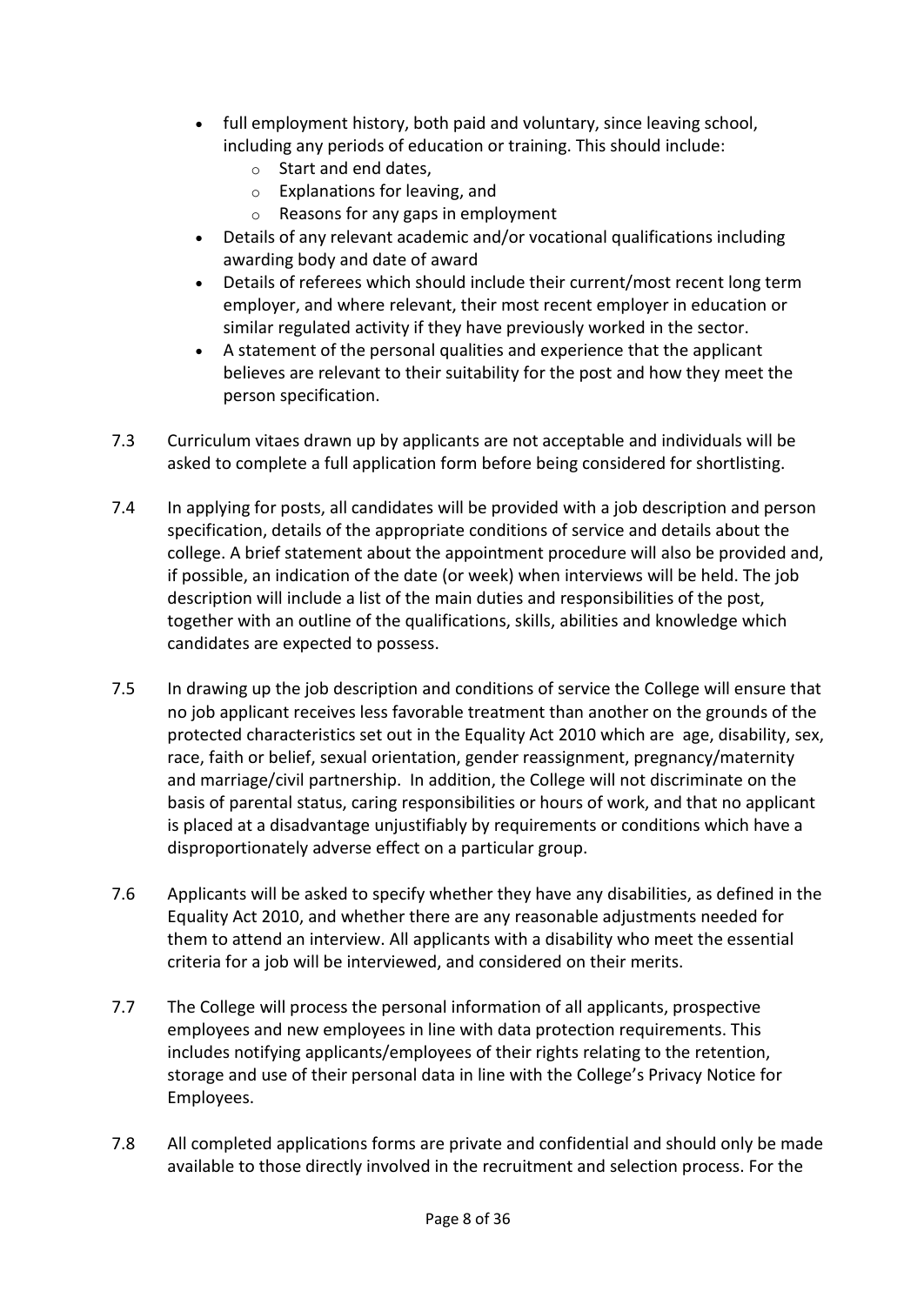- full employment history, both paid and voluntary, since leaving school, including any periods of education or training. This should include:
    - Start and end dates,
    - Explanations for leaving, and
    - Reasons for any gaps in employment
- Details of any relevant academic and/or vocational qualifications including awarding body and date of award
- Details of referees which should include their current/most recent long term employer, and where relevant, their most recent employer in education or similar regulated activity if they have previously worked in the sector.
- A statement of the personal qualities and experience that the applicant believes are relevant to their suitability for the post and how they meet the person specification.

7.3 Curriculum vitaes drawn up by applicants are not acceptable and individuals will be asked to complete a full application form before being considered for shortlisting.

7.4 In applying for posts, all candidates will be provided with a job description and person specification, details of the appropriate conditions of service and details about the college. A brief statement about the appointment procedure will also be provided and, if possible, an indication of the date (or week) when interviews will be held. The job description will include a list of the main duties and responsibilities of the post, together with an outline of the qualifications, skills, abilities and knowledge which candidates are expected to possess.

7.5 In drawing up the job description and conditions of service the College will ensure that no job applicant receives less favorable treatment than another on the grounds of the protected characteristics set out in the Equality Act 2010 which are age, disability, sex, race, faith or belief, sexual orientation, gender reassignment, pregnancy/maternity and marriage/civil partnership. In addition, the College will not discriminate on the basis of parental status, caring responsibilities or hours of work, and that no applicant is placed at a disadvantage unjustifiably by requirements or conditions which have a disproportionately adverse effect on a particular group.

7.6 Applicants will be asked to specify whether they have any disabilities, as defined in the Equality Act 2010, and whether there are any reasonable adjustments needed for them to attend an interview. All applicants with a disability who meet the essential criteria for a job will be interviewed, and considered on their merits.

7.7 The College will process the personal information of all applicants, prospective employees and new employees in line with data protection requirements. This includes notifying applicants/employees of their rights relating to the retention, storage and use of their personal data in line with the College's Privacy Notice for Employees.

7.8 All completed applications forms are private and confidential and should only be made available to those directly involved in the recruitment and selection process. For the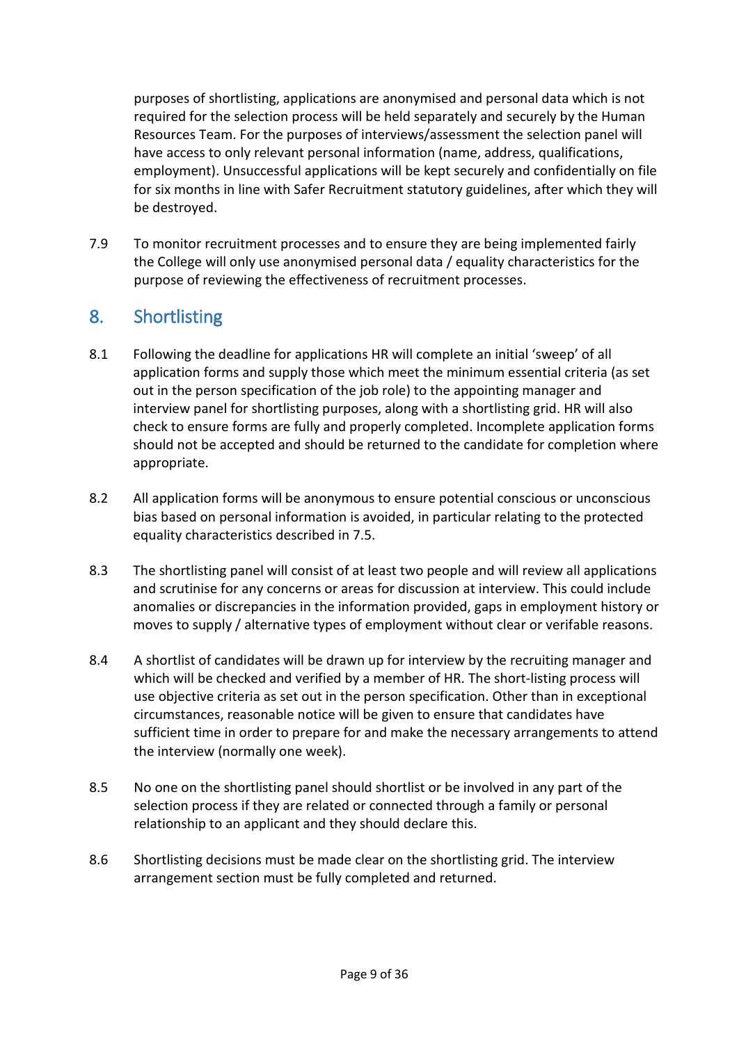purposes of shortlisting, applications are anonymised and personal data which is not required for the selection process will be held separately and securely by the Human Resources Team. For the purposes of interviews/assessment the selection panel will have access to only relevant personal information (name, address, qualifications, employment). Unsuccessful applications will be kept securely and confidentially on file for six months in line with Safer Recruitment statutory guidelines, after which they will be destroyed.

7.9 To monitor recruitment processes and to ensure they are being implemented fairly the College will only use anonymised personal data / equality characteristics for the purpose of reviewing the effectiveness of recruitment processes.

## 8. Shortlisting

8.1 Following the deadline for applications HR will complete an initial 'sweep' of all application forms and supply those which meet the minimum essential criteria (as set out in the person specification of the job role) to the appointing manager and interview panel for shortlisting purposes, along with a shortlisting grid. HR will also check to ensure forms are fully and properly completed. Incomplete application forms should not be accepted and should be returned to the candidate for completion where appropriate.

8.2 All application forms will be anonymous to ensure potential conscious or unconscious bias based on personal information is avoided, in particular relating to the protected equality characteristics described in 7.5.

8.3 The shortlisting panel will consist of at least two people and will review all applications and scrutinise for any concerns or areas for discussion at interview. This could include anomalies or discrepancies in the information provided, gaps in employment history or moves to supply / alternative types of employment without clear or verifable reasons.

8.4 A shortlist of candidates will be drawn up for interview by the recruiting manager and which will be checked and verified by a member of HR. The short-listing process will use objective criteria as set out in the person specification. Other than in exceptional circumstances, reasonable notice will be given to ensure that candidates have sufficient time in order to prepare for and make the necessary arrangements to attend the interview (normally one week).

8.5 No one on the shortlisting panel should shortlist or be involved in any part of the selection process if they are related or connected through a family or personal relationship to an applicant and they should declare this.

8.6 Shortlisting decisions must be made clear on the shortlisting grid. The interview arrangement section must be fully completed and returned.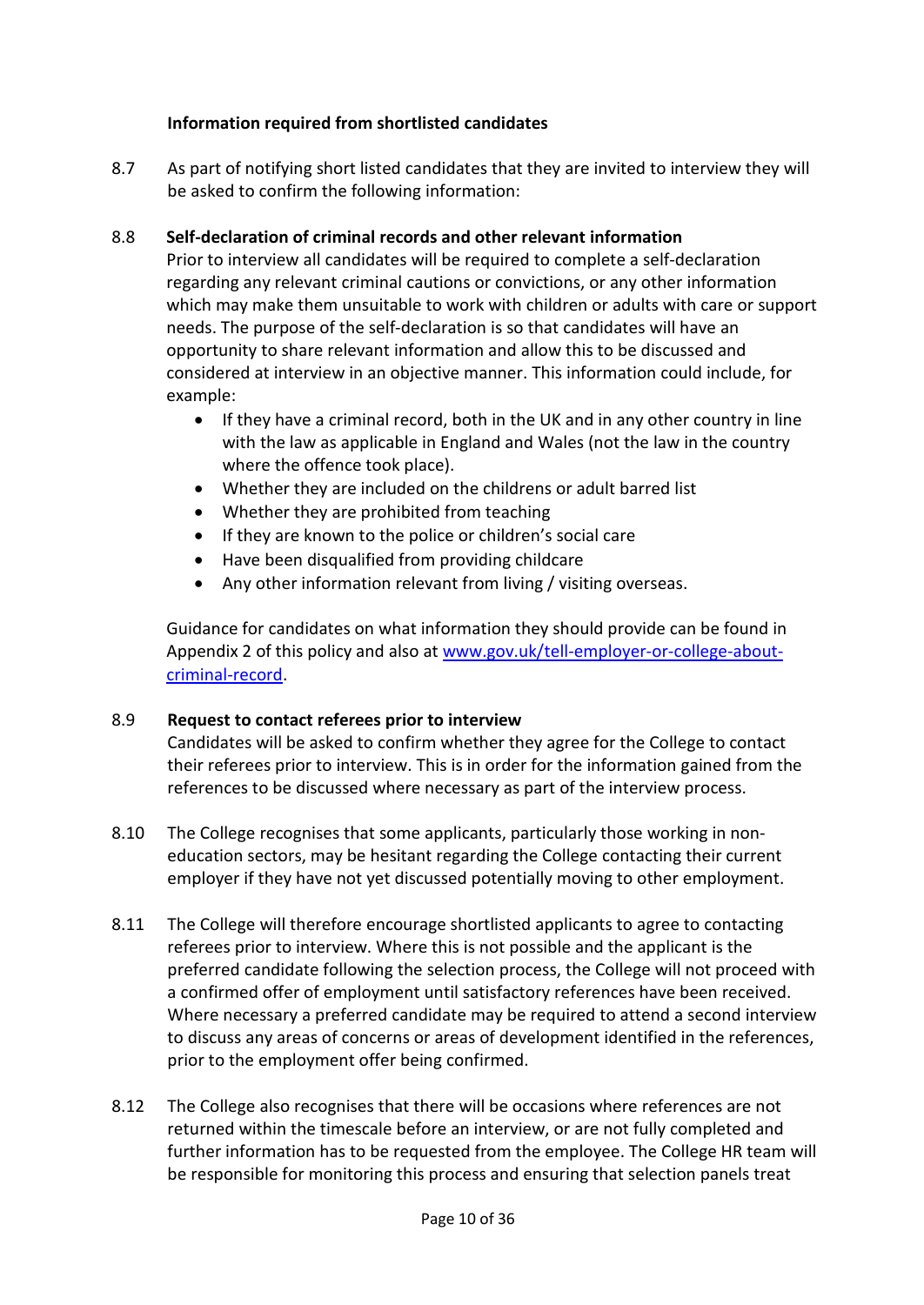**Information required from shortlisted candidates**

8.7 As part of notifying short listed candidates that they are invited to interview they will be asked to confirm the following information:

8.8 **Self-declaration of criminal records and other relevant information**

Prior to interview all candidates will be required to complete a self-declaration regarding any relevant criminal cautions or convictions, or any other information which may make them unsuitable to work with children or adults with care or support needs. The purpose of the self-declaration is so that candidates will have an opportunity to share relevant information and allow this to be discussed and considered at interview in an objective manner. This information could include, for example:

- If they have a criminal record, both in the UK and in any other country in line with the law as applicable in England and Wales (not the law in the country where the offence took place).
- Whether they are included on the childrens or adult barred list
- Whether they are prohibited from teaching
- If they are known to the police or children's social care
- Have been disqualified from providing childcare
- Any other information relevant from living / visiting overseas.

Guidance for candidates on what information they should provide can be found in Appendix 2 of this policy and also at [www.gov.uk/tell-employer-or-college-about-criminal-record](www.gov.uk/tell-employer-or-college-about-criminal-record).

8.9 **Request to contact referees prior to interview**

Candidates will be asked to confirm whether they agree for the College to contact their referees prior to interview. This is in order for the information gained from the references to be discussed where necessary as part of the interview process.

8.10 The College recognises that some applicants, particularly those working in non-education sectors, may be hesitant regarding the College contacting their current employer if they have not yet discussed potentially moving to other employment.

8.11 The College will therefore encourage shortlisted applicants to agree to contacting referees prior to interview. Where this is not possible and the applicant is the preferred candidate following the selection process, the College will not proceed with a confirmed offer of employment until satisfactory references have been received. Where necessary a preferred candidate may be required to attend a second interview to discuss any areas of concerns or areas of development identified in the references, prior to the employment offer being confirmed.

8.12 The College also recognises that there will be occasions where references are not returned within the timescale before an interview, or are not fully completed and further information has to be requested from the employee. The College HR team will be responsible for monitoring this process and ensuring that selection panels treat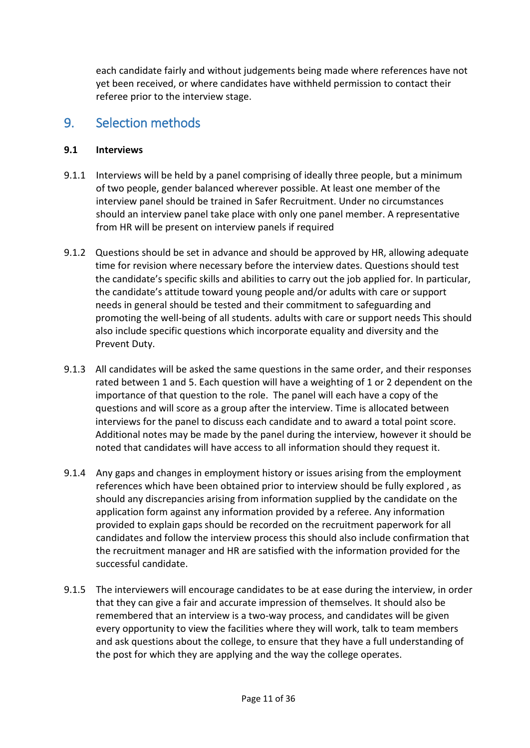each candidate fairly and without judgements being made where references have not yet been received, or where candidates have withheld permission to contact their referee prior to the interview stage.

## 9. Selection methods

### 9.1 Interviews

9.1.1 Interviews will be held by a panel comprising of ideally three people, but a minimum of two people, gender balanced wherever possible. At least one member of the interview panel should be trained in Safer Recruitment. Under no circumstances should an interview panel take place with only one panel member. A representative from HR will be present on interview panels if required

9.1.2 Questions should be set in advance and should be approved by HR, allowing adequate time for revision where necessary before the interview dates. Questions should test the candidate's specific skills and abilities to carry out the job applied for. In particular, the candidate's attitude toward young people and/or adults with care or support needs in general should be tested and their commitment to safeguarding and promoting the well-being of all students. adults with care or support needs This should also include specific questions which incorporate equality and diversity and the Prevent Duty.

9.1.3 All candidates will be asked the same questions in the same order, and their responses rated between 1 and 5. Each question will have a weighting of 1 or 2 dependent on the importance of that question to the role. The panel will each have a copy of the questions and will score as a group after the interview. Time is allocated between interviews for the panel to discuss each candidate and to award a total point score. Additional notes may be made by the panel during the interview, however it should be noted that candidates will have access to all information should they request it.

9.1.4 Any gaps and changes in employment history or issues arising from the employment references which have been obtained prior to interview should be fully explored , as should any discrepancies arising from information supplied by the candidate on the application form against any information provided by a referee. Any information provided to explain gaps should be recorded on the recruitment paperwork for all candidates and follow the interview process this should also include confirmation that the recruitment manager and HR are satisfied with the information provided for the successful candidate.

9.1.5 The interviewers will encourage candidates to be at ease during the interview, in order that they can give a fair and accurate impression of themselves. It should also be remembered that an interview is a two-way process, and candidates will be given every opportunity to view the facilities where they will work, talk to team members and ask questions about the college, to ensure that they have a full understanding of the post for which they are applying and the way the college operates.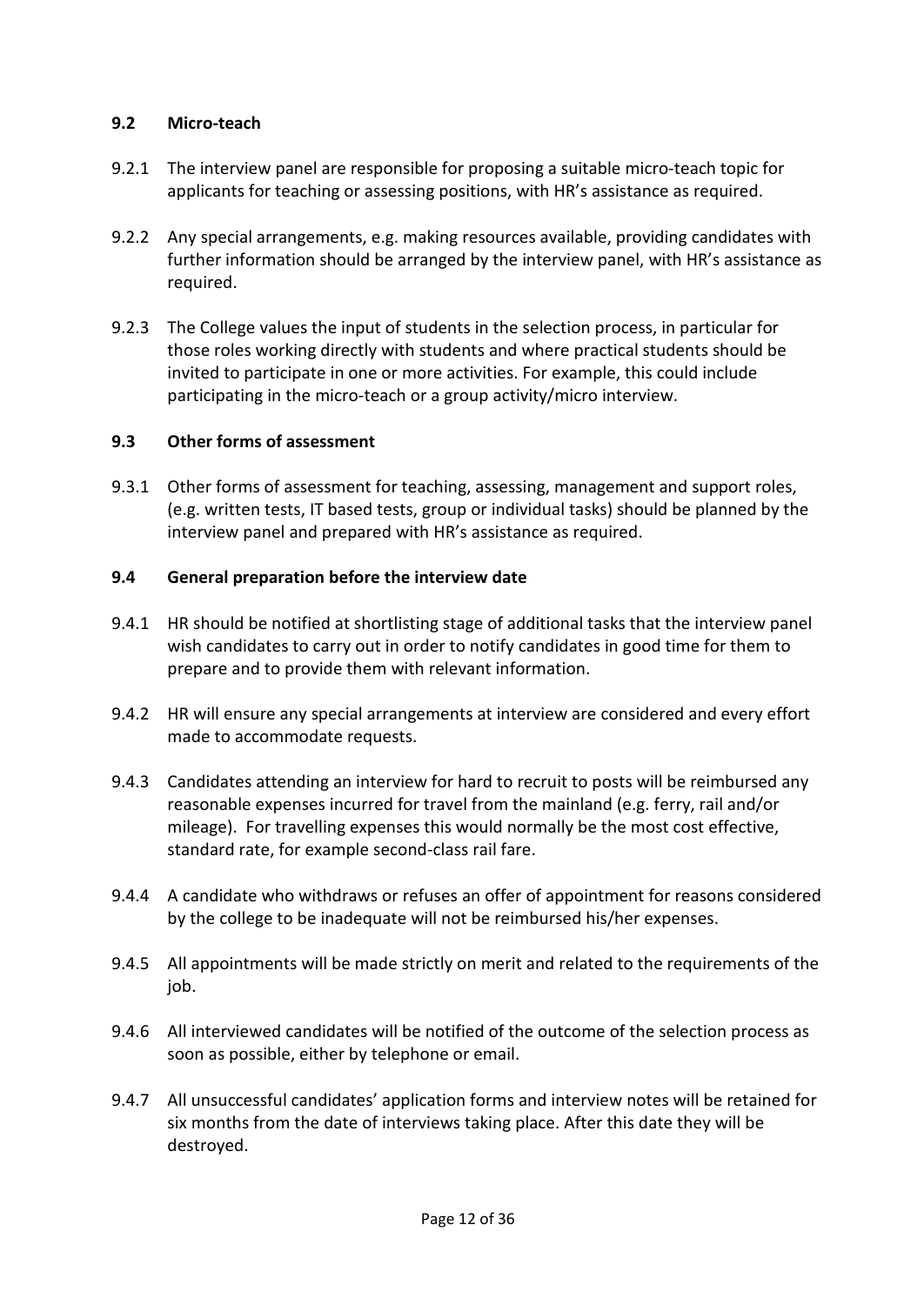### 9.2 Micro-teach

9.2.1 The interview panel are responsible for proposing a suitable micro-teach topic for applicants for teaching or assessing positions, with HR's assistance as required.

9.2.2 Any special arrangements, e.g. making resources available, providing candidates with further information should be arranged by the interview panel, with HR's assistance as required.

9.2.3 The College values the input of students in the selection process, in particular for those roles working directly with students and where practical students should be invited to participate in one or more activities. For example, this could include participating in the micro-teach or a group activity/micro interview.

### 9.3 Other forms of assessment

9.3.1 Other forms of assessment for teaching, assessing, management and support roles, (e.g. written tests, IT based tests, group or individual tasks) should be planned by the interview panel and prepared with HR's assistance as required.

### 9.4 General preparation before the interview date

9.4.1 HR should be notified at shortlisting stage of additional tasks that the interview panel wish candidates to carry out in order to notify candidates in good time for them to prepare and to provide them with relevant information.

9.4.2 HR will ensure any special arrangements at interview are considered and every effort made to accommodate requests.

9.4.3 Candidates attending an interview for hard to recruit to posts will be reimbursed any reasonable expenses incurred for travel from the mainland (e.g. ferry, rail and/or mileage). For travelling expenses this would normally be the most cost effective, standard rate, for example second-class rail fare.

9.4.4 A candidate who withdraws or refuses an offer of appointment for reasons considered by the college to be inadequate will not be reimbursed his/her expenses.

9.4.5 All appointments will be made strictly on merit and related to the requirements of the job.

9.4.6 All interviewed candidates will be notified of the outcome of the selection process as soon as possible, either by telephone or email.

9.4.7 All unsuccessful candidates' application forms and interview notes will be retained for six months from the date of interviews taking place. After this date they will be destroyed.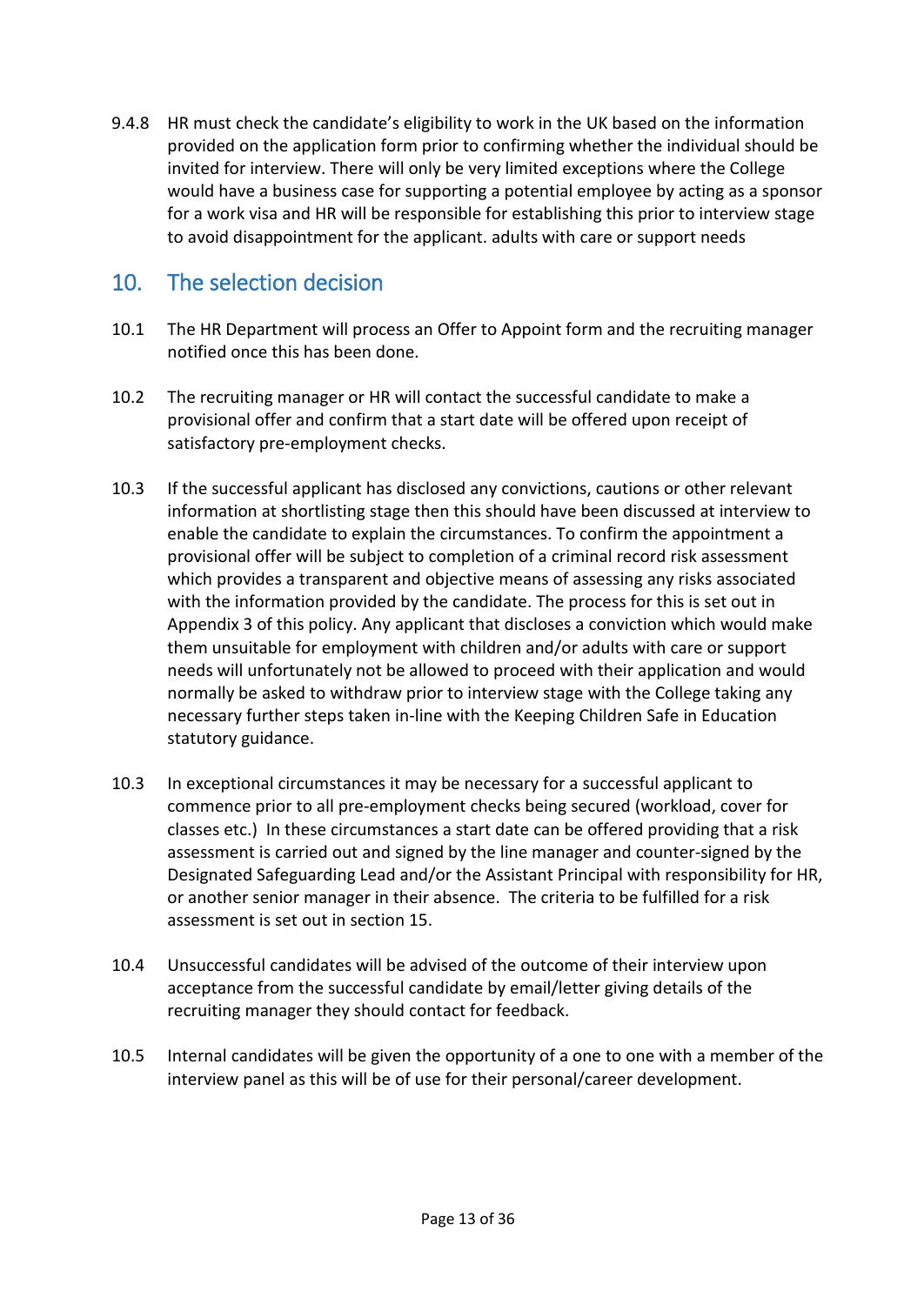9.4.8 HR must check the candidate's eligibility to work in the UK based on the information provided on the application form prior to confirming whether the individual should be invited for interview. There will only be very limited exceptions where the College would have a business case for supporting a potential employee by acting as a sponsor for a work visa and HR will be responsible for establishing this prior to interview stage to avoid disappointment for the applicant. adults with care or support needs

## 10. The selection decision

10.1 The HR Department will process an Offer to Appoint form and the recruiting manager notified once this has been done.

10.2 The recruiting manager or HR will contact the successful candidate to make a provisional offer and confirm that a start date will be offered upon receipt of satisfactory pre-employment checks.

10.3 If the successful applicant has disclosed any convictions, cautions or other relevant information at shortlisting stage then this should have been discussed at interview to enable the candidate to explain the circumstances. To confirm the appointment a provisional offer will be subject to completion of a criminal record risk assessment which provides a transparent and objective means of assessing any risks associated with the information provided by the candidate. The process for this is set out in Appendix 3 of this policy. Any applicant that discloses a conviction which would make them unsuitable for employment with children and/or adults with care or support needs will unfortunately not be allowed to proceed with their application and would normally be asked to withdraw prior to interview stage with the College taking any necessary further steps taken in-line with the Keeping Children Safe in Education statutory guidance.

10.3 In exceptional circumstances it may be necessary for a successful applicant to commence prior to all pre-employment checks being secured (workload, cover for classes etc.) In these circumstances a start date can be offered providing that a risk assessment is carried out and signed by the line manager and counter-signed by the Designated Safeguarding Lead and/or the Assistant Principal with responsibility for HR, or another senior manager in their absence. The criteria to be fulfilled for a risk assessment is set out in section 15.

10.4 Unsuccessful candidates will be advised of the outcome of their interview upon acceptance from the successful candidate by email/letter giving details of the recruiting manager they should contact for feedback.

10.5 Internal candidates will be given the opportunity of a one to one with a member of the interview panel as this will be of use for their personal/career development.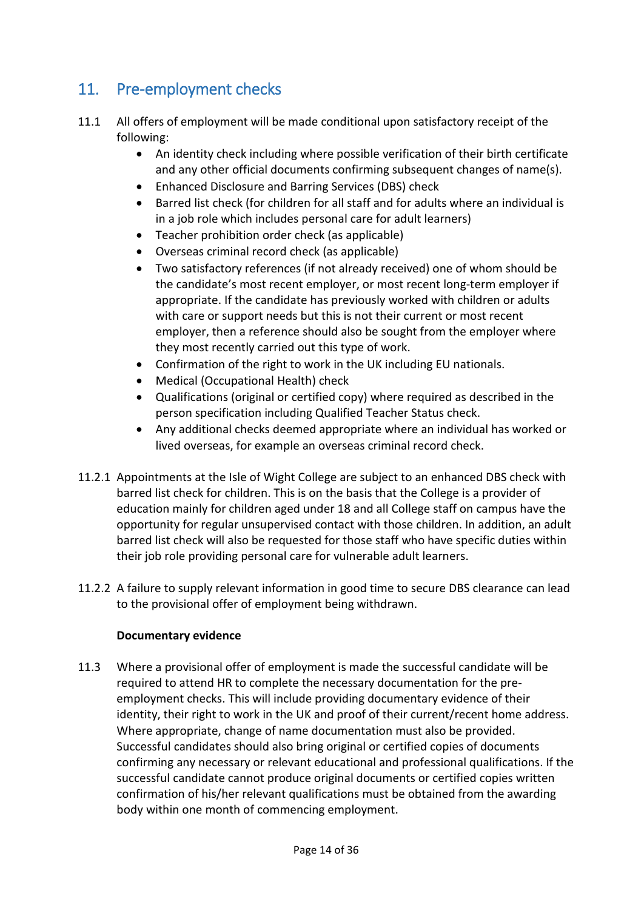## 11. Pre-employment checks

11.1 All offers of employment will be made conditional upon satisfactory receipt of the following:

- An identity check including where possible verification of their birth certificate and any other official documents confirming subsequent changes of name(s).
- Enhanced Disclosure and Barring Services (DBS) check
- Barred list check (for children for all staff and for adults where an individual is in a job role which includes personal care for adult learners)
- Teacher prohibition order check (as applicable)
- Overseas criminal record check (as applicable)
- Two satisfactory references (if not already received) one of whom should be the candidate's most recent employer, or most recent long-term employer if appropriate. If the candidate has previously worked with children or adults with care or support needs but this is not their current or most recent employer, then a reference should also be sought from the employer where they most recently carried out this type of work.
- Confirmation of the right to work in the UK including EU nationals.
- Medical (Occupational Health) check
- Qualifications (original or certified copy) where required as described in the person specification including Qualified Teacher Status check.
- Any additional checks deemed appropriate where an individual has worked or lived overseas, for example an overseas criminal record check.

11.2.1 Appointments at the Isle of Wight College are subject to an enhanced DBS check with barred list check for children. This is on the basis that the College is a provider of education mainly for children aged under 18 and all College staff on campus have the opportunity for regular unsupervised contact with those children. In addition, an adult barred list check will also be requested for those staff who have specific duties within their job role providing personal care for vulnerable adult learners.

11.2.2 A failure to supply relevant information in good time to secure DBS clearance can lead to the provisional offer of employment being withdrawn.

**Documentary evidence**

11.3 Where a provisional offer of employment is made the successful candidate will be required to attend HR to complete the necessary documentation for the pre-employment checks. This will include providing documentary evidence of their identity, their right to work in the UK and proof of their current/recent home address. Where appropriate, change of name documentation must also be provided. Successful candidates should also bring original or certified copies of documents confirming any necessary or relevant educational and professional qualifications. If the successful candidate cannot produce original documents or certified copies written confirmation of his/her relevant qualifications must be obtained from the awarding body within one month of commencing employment.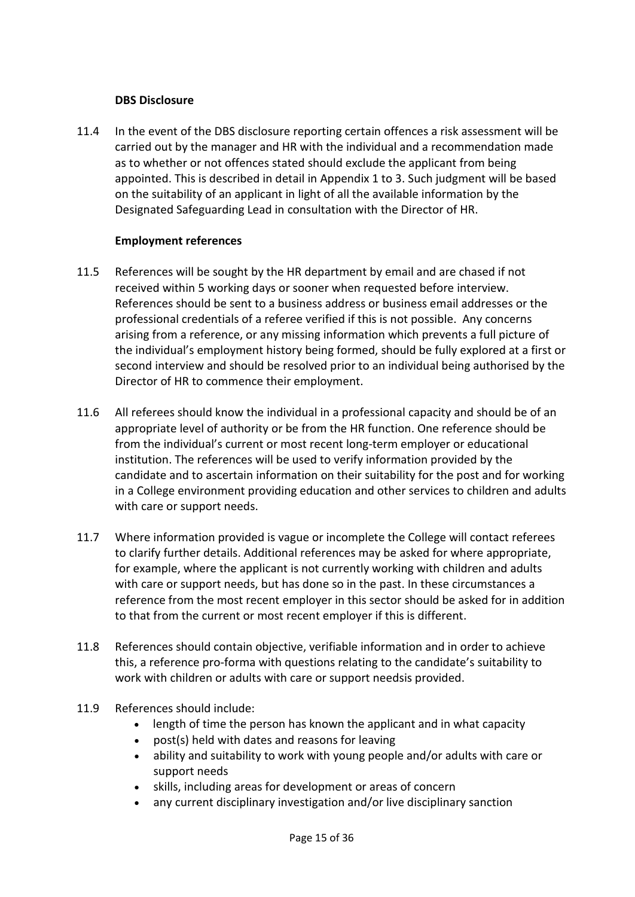**DBS Disclosure**

11.4 In the event of the DBS disclosure reporting certain offences a risk assessment will be carried out by the manager and HR with the individual and a recommendation made as to whether or not offences stated should exclude the applicant from being appointed. This is described in detail in Appendix 1 to 3. Such judgment will be based on the suitability of an applicant in light of all the available information by the Designated Safeguarding Lead in consultation with the Director of HR.

**Employment references**

11.5 References will be sought by the HR department by email and are chased if not received within 5 working days or sooner when requested before interview. References should be sent to a business address or business email addresses or the professional credentials of a referee verified if this is not possible. Any concerns arising from a reference, or any missing information which prevents a full picture of the individual's employment history being formed, should be fully explored at a first or second interview and should be resolved prior to an individual being authorised by the Director of HR to commence their employment.

11.6 All referees should know the individual in a professional capacity and should be of an appropriate level of authority or be from the HR function. One reference should be from the individual's current or most recent long-term employer or educational institution. The references will be used to verify information provided by the candidate and to ascertain information on their suitability for the post and for working in a College environment providing education and other services to children and adults with care or support needs.

11.7 Where information provided is vague or incomplete the College will contact referees to clarify further details. Additional references may be asked for where appropriate, for example, where the applicant is not currently working with children and adults with care or support needs, but has done so in the past. In these circumstances a reference from the most recent employer in this sector should be asked for in addition to that from the current or most recent employer if this is different.

11.8 References should contain objective, verifiable information and in order to achieve this, a reference pro-forma with questions relating to the candidate's suitability to work with children or adults with care or support needsis provided.

11.9 References should include:

- length of time the person has known the applicant and in what capacity
- post(s) held with dates and reasons for leaving
- ability and suitability to work with young people and/or adults with care or support needs
- skills, including areas for development or areas of concern
- any current disciplinary investigation and/or live disciplinary sanction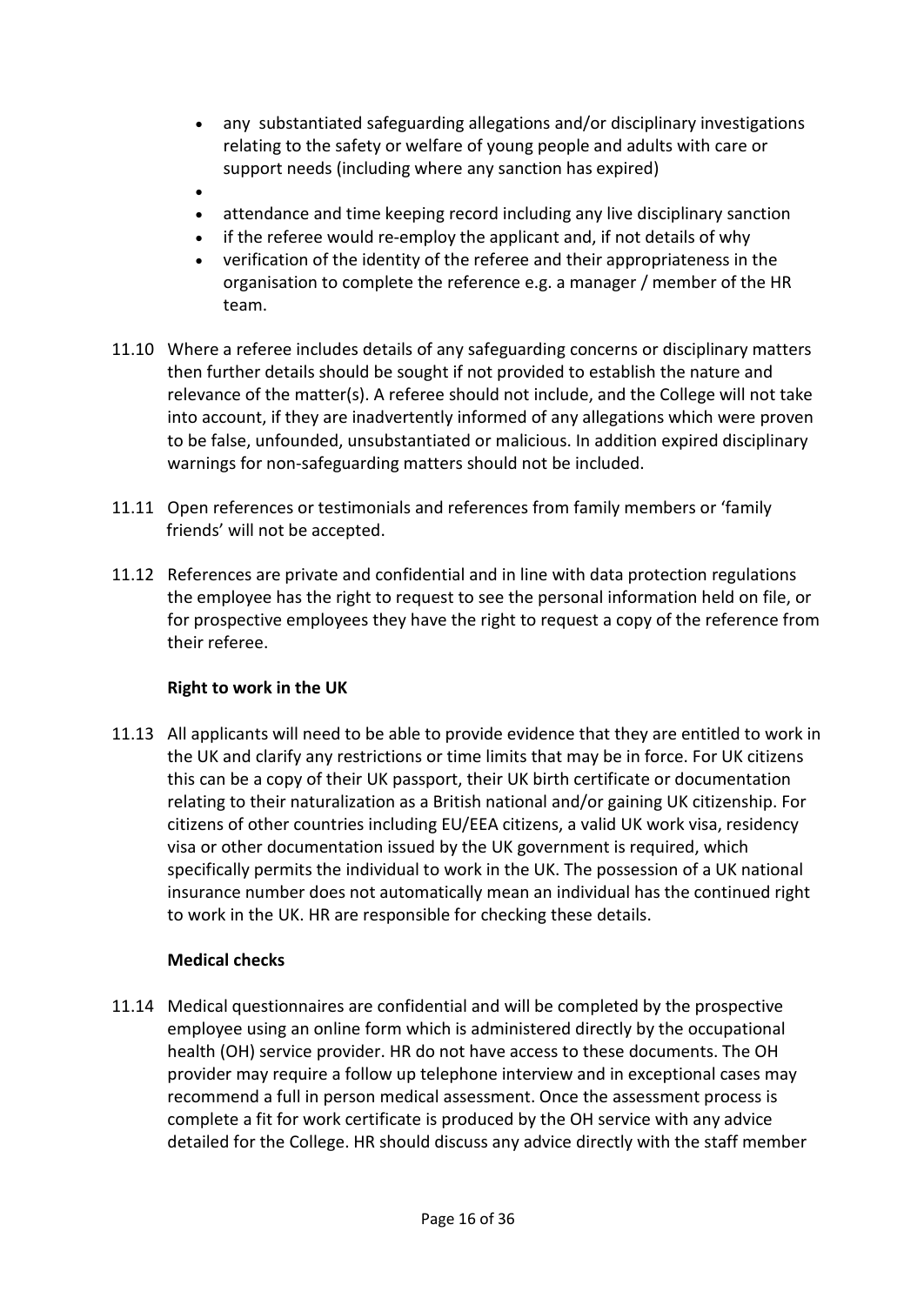- any substantiated safeguarding allegations and/or disciplinary investigations relating to the safety or welfare of young people and adults with care or support needs (including where any sanction has expired)
- 
- attendance and time keeping record including any live disciplinary sanction
- if the referee would re-employ the applicant and, if not details of why
- verification of the identity of the referee and their appropriateness in the organisation to complete the reference e.g. a manager / member of the HR team.

11.10 Where a referee includes details of any safeguarding concerns or disciplinary matters then further details should be sought if not provided to establish the nature and relevance of the matter(s). A referee should not include, and the College will not take into account, if they are inadvertently informed of any allegations which were proven to be false, unfounded, unsubstantiated or malicious. In addition expired disciplinary warnings for non-safeguarding matters should not be included.

11.11 Open references or testimonials and references from family members or 'family friends' will not be accepted.

11.12 References are private and confidential and in line with data protection regulations the employee has the right to request to see the personal information held on file, or for prospective employees they have the right to request a copy of the reference from their referee.

**Right to work in the UK**

11.13 All applicants will need to be able to provide evidence that they are entitled to work in the UK and clarify any restrictions or time limits that may be in force. For UK citizens this can be a copy of their UK passport, their UK birth certificate or documentation relating to their naturalization as a British national and/or gaining UK citizenship. For citizens of other countries including EU/EEA citizens, a valid UK work visa, residency visa or other documentation issued by the UK government is required, which specifically permits the individual to work in the UK. The possession of a UK national insurance number does not automatically mean an individual has the continued right to work in the UK. HR are responsible for checking these details.

**Medical checks**

11.14 Medical questionnaires are confidential and will be completed by the prospective employee using an online form which is administered directly by the occupational health (OH) service provider. HR do not have access to these documents. The OH provider may require a follow up telephone interview and in exceptional cases may recommend a full in person medical assessment. Once the assessment process is complete a fit for work certificate is produced by the OH service with any advice detailed for the College. HR should discuss any advice directly with the staff member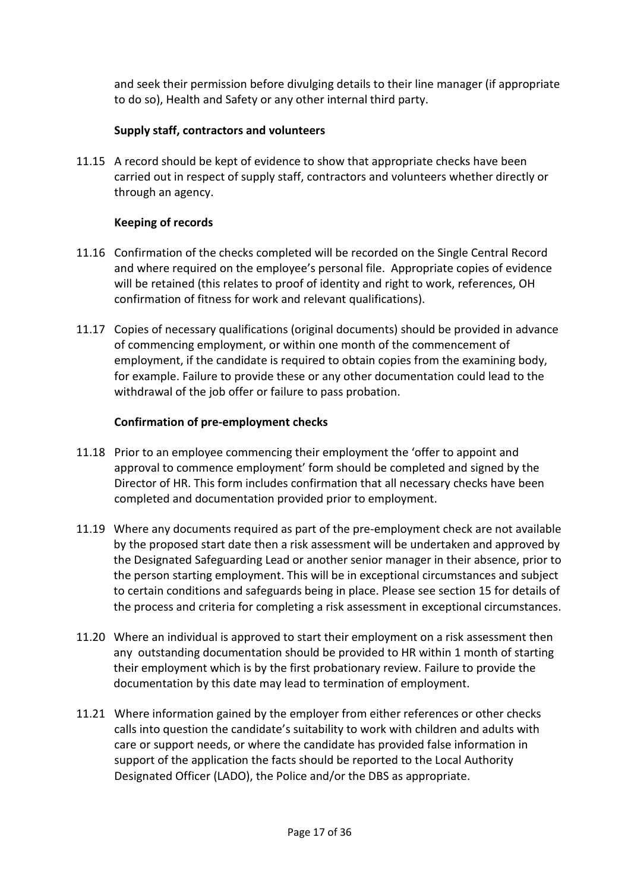and seek their permission before divulging details to their line manager (if appropriate to do so), Health and Safety or any other internal third party.

**Supply staff, contractors and volunteers**

11.15 A record should be kept of evidence to show that appropriate checks have been carried out in respect of supply staff, contractors and volunteers whether directly or through an agency.

**Keeping of records**

11.16 Confirmation of the checks completed will be recorded on the Single Central Record and where required on the employee's personal file. Appropriate copies of evidence will be retained (this relates to proof of identity and right to work, references, OH confirmation of fitness for work and relevant qualifications).

11.17 Copies of necessary qualifications (original documents) should be provided in advance of commencing employment, or within one month of the commencement of employment, if the candidate is required to obtain copies from the examining body, for example. Failure to provide these or any other documentation could lead to the withdrawal of the job offer or failure to pass probation.

**Confirmation of pre-employment checks**

11.18 Prior to an employee commencing their employment the 'offer to appoint and approval to commence employment' form should be completed and signed by the Director of HR. This form includes confirmation that all necessary checks have been completed and documentation provided prior to employment.

11.19 Where any documents required as part of the pre-employment check are not available by the proposed start date then a risk assessment will be undertaken and approved by the Designated Safeguarding Lead or another senior manager in their absence, prior to the person starting employment. This will be in exceptional circumstances and subject to certain conditions and safeguards being in place. Please see section 15 for details of the process and criteria for completing a risk assessment in exceptional circumstances.

11.20 Where an individual is approved to start their employment on a risk assessment then any outstanding documentation should be provided to HR within 1 month of starting their employment which is by the first probationary review. Failure to provide the documentation by this date may lead to termination of employment.

11.21 Where information gained by the employer from either references or other checks calls into question the candidate's suitability to work with children and adults with care or support needs, or where the candidate has provided false information in support of the application the facts should be reported to the Local Authority Designated Officer (LADO), the Police and/or the DBS as appropriate.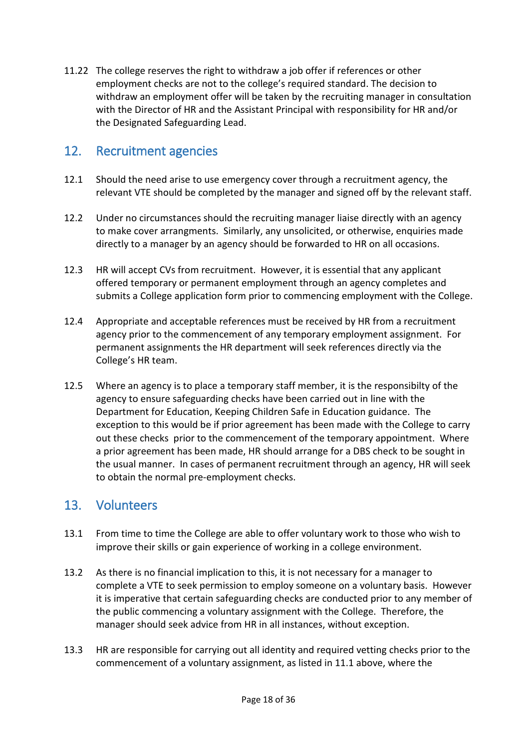11.22 The college reserves the right to withdraw a job offer if references or other employment checks are not to the college's required standard. The decision to withdraw an employment offer will be taken by the recruiting manager in consultation with the Director of HR and the Assistant Principal with responsibility for HR and/or the Designated Safeguarding Lead.

## 12. Recruitment agencies

12.1 Should the need arise to use emergency cover through a recruitment agency, the relevant VTE should be completed by the manager and signed off by the relevant staff.

12.2 Under no circumstances should the recruiting manager liaise directly with an agency to make cover arrangments. Similarly, any unsolicited, or otherwise, enquiries made directly to a manager by an agency should be forwarded to HR on all occasions.

12.3 HR will accept CVs from recruitment. However, it is essential that any applicant offered temporary or permanent employment through an agency completes and submits a College application form prior to commencing employment with the College.

12.4 Appropriate and acceptable references must be received by HR from a recruitment agency prior to the commencement of any temporary employment assignment. For permanent assignments the HR department will seek references directly via the College's HR team.

12.5 Where an agency is to place a temporary staff member, it is the responsibilty of the agency to ensure safeguarding checks have been carried out in line with the Department for Education, Keeping Children Safe in Education guidance. The exception to this would be if prior agreement has been made with the College to carry out these checks prior to the commencement of the temporary appointment. Where a prior agreement has been made, HR should arrange for a DBS check to be sought in the usual manner. In cases of permanent recruitment through an agency, HR will seek to obtain the normal pre-employment checks.

## 13. Volunteers

13.1 From time to time the College are able to offer voluntary work to those who wish to improve their skills or gain experience of working in a college environment.

13.2 As there is no financial implication to this, it is not necessary for a manager to complete a VTE to seek permission to employ someone on a voluntary basis. However it is imperative that certain safeguarding checks are conducted prior to any member of the public commencing a voluntary assignment with the College. Therefore, the manager should seek advice from HR in all instances, without exception.

13.3 HR are responsible for carrying out all identity and required vetting checks prior to the commencement of a voluntary assignment, as listed in 11.1 above, where the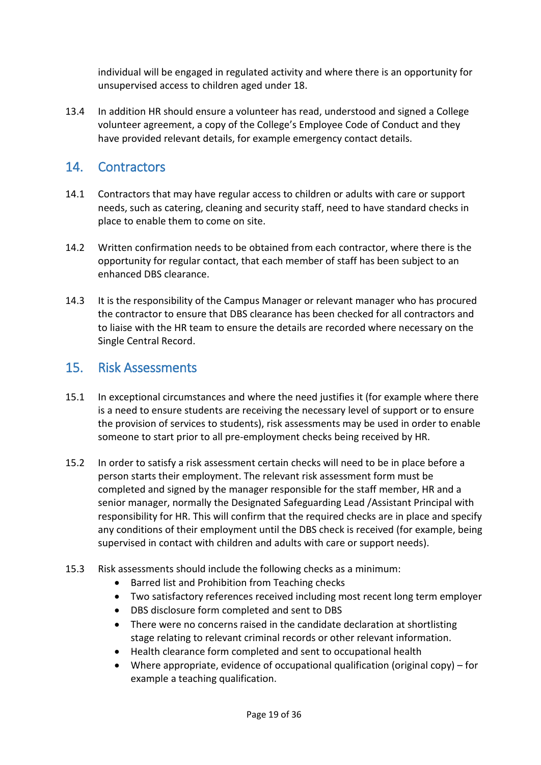individual will be engaged in regulated activity and where there is an opportunity for unsupervised access to children aged under 18.

13.4 In addition HR should ensure a volunteer has read, understood and signed a College volunteer agreement, a copy of the College's Employee Code of Conduct and they have provided relevant details, for example emergency contact details.

## 14. Contractors

14.1 Contractors that may have regular access to children or adults with care or support needs, such as catering, cleaning and security staff, need to have standard checks in place to enable them to come on site.

14.2 Written confirmation needs to be obtained from each contractor, where there is the opportunity for regular contact, that each member of staff has been subject to an enhanced DBS clearance.

14.3 It is the responsibility of the Campus Manager or relevant manager who has procured the contractor to ensure that DBS clearance has been checked for all contractors and to liaise with the HR team to ensure the details are recorded where necessary on the Single Central Record.

## 15. Risk Assessments

15.1 In exceptional circumstances and where the need justifies it (for example where there is a need to ensure students are receiving the necessary level of support or to ensure the provision of services to students), risk assessments may be used in order to enable someone to start prior to all pre-employment checks being received by HR.

15.2 In order to satisfy a risk assessment certain checks will need to be in place before a person starts their employment. The relevant risk assessment form must be completed and signed by the manager responsible for the staff member, HR and a senior manager, normally the Designated Safeguarding Lead /Assistant Principal with responsibility for HR. This will confirm that the required checks are in place and specify any conditions of their employment until the DBS check is received (for example, being supervised in contact with children and adults with care or support needs).

15.3 Risk assessments should include the following checks as a minimum:

- Barred list and Prohibition from Teaching checks
- Two satisfactory references received including most recent long term employer
- DBS disclosure form completed and sent to DBS
- There were no concerns raised in the candidate declaration at shortlisting stage relating to relevant criminal records or other relevant information.
- Health clearance form completed and sent to occupational health
- Where appropriate, evidence of occupational qualification (original copy) – for example a teaching qualification.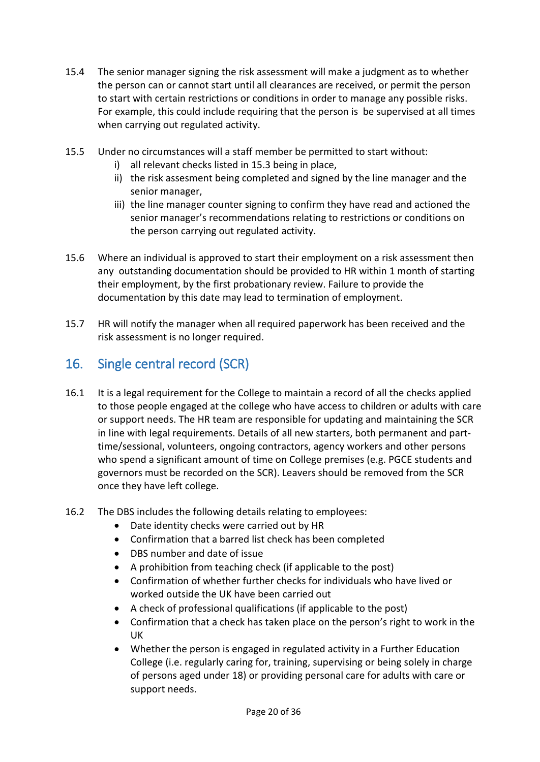15.4 The senior manager signing the risk assessment will make a judgment as to whether the person can or cannot start until all clearances are received, or permit the person to start with certain restrictions or conditions in order to manage any possible risks. For example, this could include requiring that the person is be supervised at all times when carrying out regulated activity.

15.5 Under no circumstances will a staff member be permitted to start without:

i) all relevant checks listed in 15.3 being in place,
ii) the risk assesment being completed and signed by the line manager and the senior manager,
iii) the line manager counter signing to confirm they have read and actioned the senior manager's recommendations relating to restrictions or conditions on the person carrying out regulated activity.

15.6 Where an individual is approved to start their employment on a risk assessment then any outstanding documentation should be provided to HR within 1 month of starting their employment, by the first probationary review. Failure to provide the documentation by this date may lead to termination of employment.

15.7 HR will notify the manager when all required paperwork has been received and the risk assessment is no longer required.

## 16. Single central record (SCR)

16.1 It is a legal requirement for the College to maintain a record of all the checks applied to those people engaged at the college who have access to children or adults with care or support needs. The HR team are responsible for updating and maintaining the SCR in line with legal requirements. Details of all new starters, both permanent and part-time/sessional, volunteers, ongoing contractors, agency workers and other persons who spend a significant amount of time on College premises (e.g. PGCE students and governors must be recorded on the SCR). Leavers should be removed from the SCR once they have left college.

16.2 The DBS includes the following details relating to employees:

- Date identity checks were carried out by HR
- Confirmation that a barred list check has been completed
- DBS number and date of issue
- A prohibition from teaching check (if applicable to the post)
- Confirmation of whether further checks for individuals who have lived or worked outside the UK have been carried out
- A check of professional qualifications (if applicable to the post)
- Confirmation that a check has taken place on the person's right to work in the UK
- Whether the person is engaged in regulated activity in a Further Education College (i.e. regularly caring for, training, supervising or being solely in charge of persons aged under 18) or providing personal care for adults with care or support needs.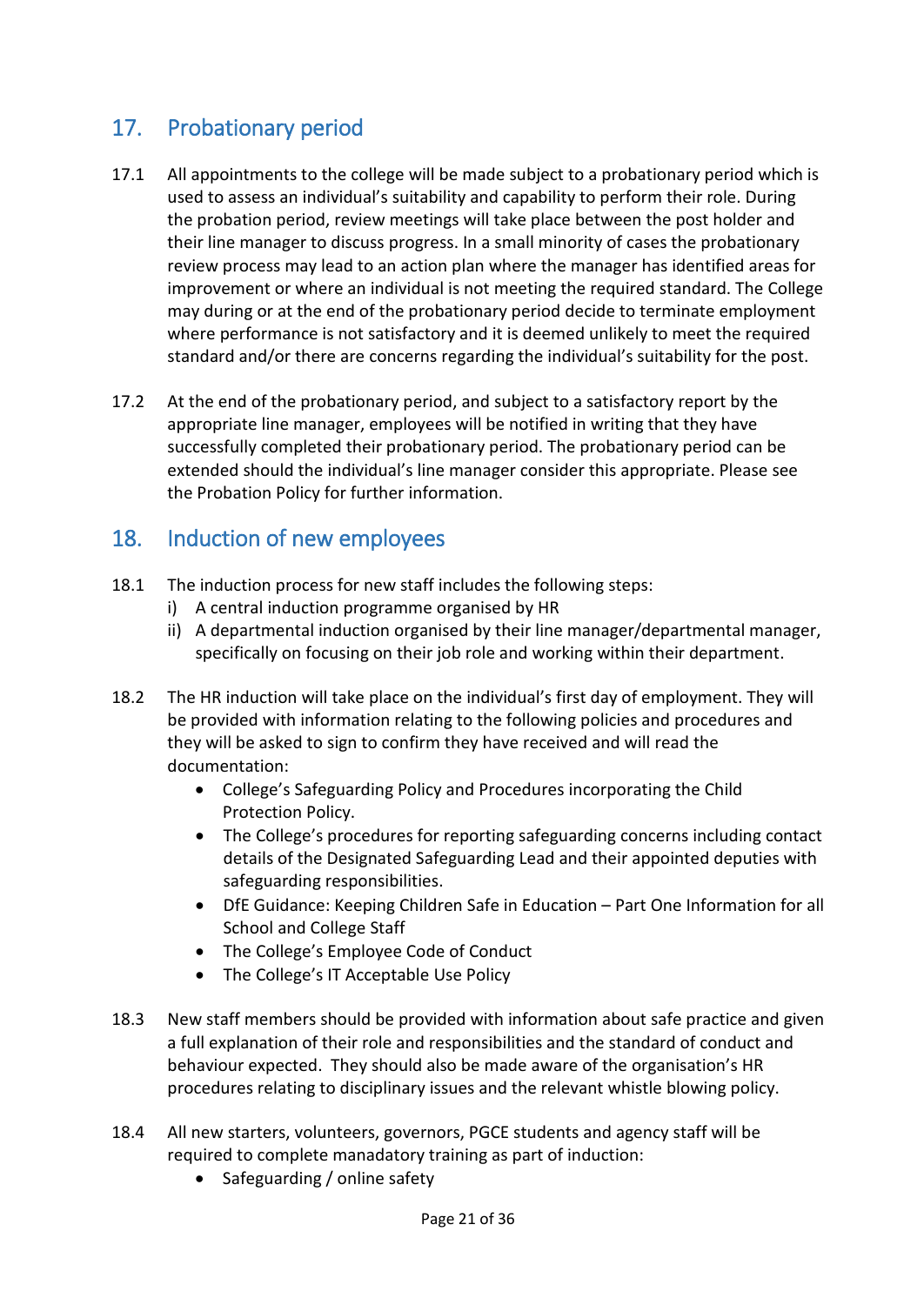## 17. Probationary period

17.1 All appointments to the college will be made subject to a probationary period which is used to assess an individual's suitability and capability to perform their role. During the probation period, review meetings will take place between the post holder and their line manager to discuss progress. In a small minority of cases the probationary review process may lead to an action plan where the manager has identified areas for improvement or where an individual is not meeting the required standard. The College may during or at the end of the probationary period decide to terminate employment where performance is not satisfactory and it is deemed unlikely to meet the required standard and/or there are concerns regarding the individual's suitability for the post.

17.2 At the end of the probationary period, and subject to a satisfactory report by the appropriate line manager, employees will be notified in writing that they have successfully completed their probationary period. The probationary period can be extended should the individual's line manager consider this appropriate. Please see the Probation Policy for further information.

## 18. Induction of new employees

18.1 The induction process for new staff includes the following steps:

i) A central induction programme organised by HR
ii) A departmental induction organised by their line manager/departmental manager, specifically on focusing on their job role and working within their department.

18.2 The HR induction will take place on the individual's first day of employment. They will be provided with information relating to the following policies and procedures and they will be asked to sign to confirm they have received and will read the documentation:

- College's Safeguarding Policy and Procedures incorporating the Child Protection Policy.
- The College's procedures for reporting safeguarding concerns including contact details of the Designated Safeguarding Lead and their appointed deputies with safeguarding responsibilities.
- DfE Guidance: Keeping Children Safe in Education – Part One Information for all School and College Staff
- The College's Employee Code of Conduct
- The College's IT Acceptable Use Policy

18.3 New staff members should be provided with information about safe practice and given a full explanation of their role and responsibilities and the standard of conduct and behaviour expected. They should also be made aware of the organisation's HR procedures relating to disciplinary issues and the relevant whistle blowing policy.

18.4 All new starters, volunteers, governors, PGCE students and agency staff will be required to complete manadatory training as part of induction:

- Safeguarding / online safety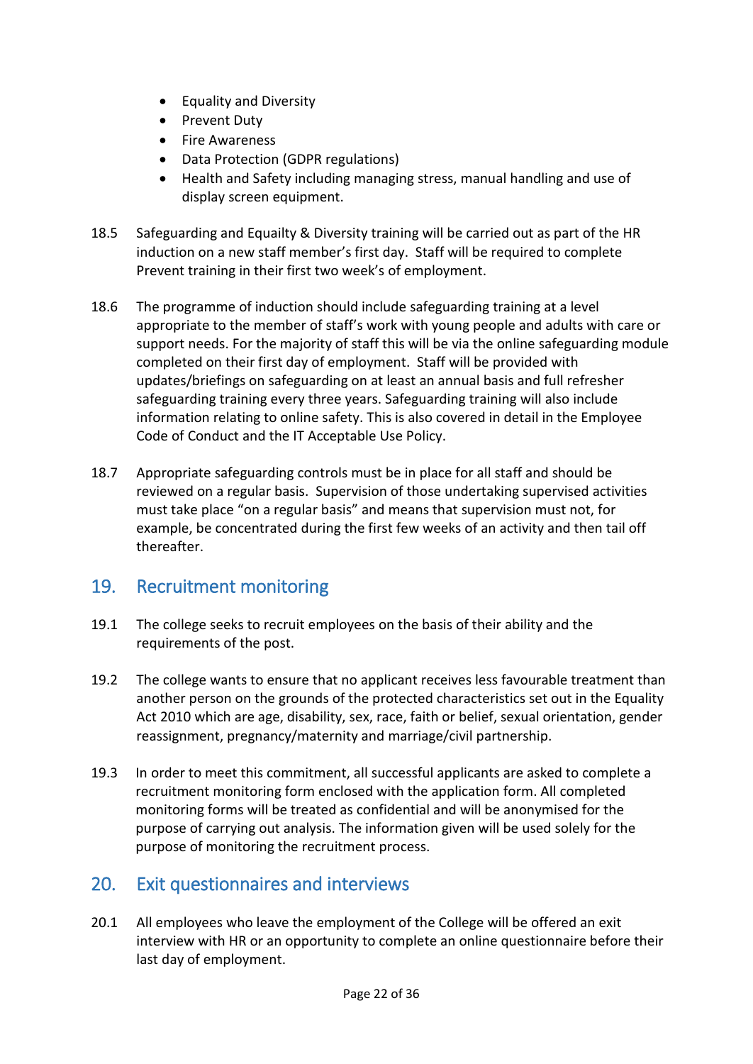- Equality and Diversity
- Prevent Duty
- Fire Awareness
- Data Protection (GDPR regulations)
- Health and Safety including managing stress, manual handling and use of display screen equipment.

18.5 Safeguarding and Equailty & Diversity training will be carried out as part of the HR induction on a new staff member's first day. Staff will be required to complete Prevent training in their first two week's of employment.

18.6 The programme of induction should include safeguarding training at a level appropriate to the member of staff's work with young people and adults with care or support needs. For the majority of staff this will be via the online safeguarding module completed on their first day of employment. Staff will be provided with updates/briefings on safeguarding on at least an annual basis and full refresher safeguarding training every three years. Safeguarding training will also include information relating to online safety. This is also covered in detail in the Employee Code of Conduct and the IT Acceptable Use Policy.

18.7 Appropriate safeguarding controls must be in place for all staff and should be reviewed on a regular basis. Supervision of those undertaking supervised activities must take place "on a regular basis" and means that supervision must not, for example, be concentrated during the first few weeks of an activity and then tail off thereafter.

## 19. Recruitment monitoring

19.1 The college seeks to recruit employees on the basis of their ability and the requirements of the post.

19.2 The college wants to ensure that no applicant receives less favourable treatment than another person on the grounds of the protected characteristics set out in the Equality Act 2010 which are age, disability, sex, race, faith or belief, sexual orientation, gender reassignment, pregnancy/maternity and marriage/civil partnership.

19.3 In order to meet this commitment, all successful applicants are asked to complete a recruitment monitoring form enclosed with the application form. All completed monitoring forms will be treated as confidential and will be anonymised for the purpose of carrying out analysis. The information given will be used solely for the purpose of monitoring the recruitment process.

## 20. Exit questionnaires and interviews

20.1 All employees who leave the employment of the College will be offered an exit interview with HR or an opportunity to complete an online questionnaire before their last day of employment.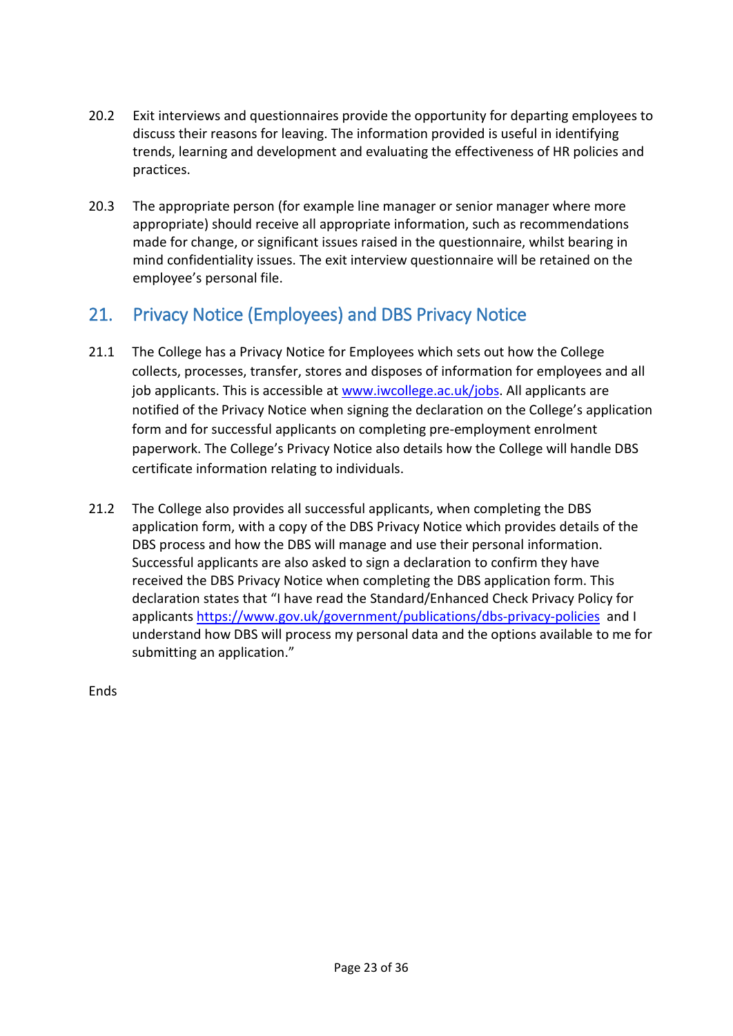20.2 Exit interviews and questionnaires provide the opportunity for departing employees to discuss their reasons for leaving. The information provided is useful in identifying trends, learning and development and evaluating the effectiveness of HR policies and practices.

20.3 The appropriate person (for example line manager or senior manager where more appropriate) should receive all appropriate information, such as recommendations made for change, or significant issues raised in the questionnaire, whilst bearing in mind confidentiality issues. The exit interview questionnaire will be retained on the employee's personal file.

## 21. Privacy Notice (Employees) and DBS Privacy Notice

21.1 The College has a Privacy Notice for Employees which sets out how the College collects, processes, transfer, stores and disposes of information for employees and all job applicants. This is accessible at [www.iwcollege.ac.uk/jobs](http://www.iwcollege.ac.uk/jobs). All applicants are notified of the Privacy Notice when signing the declaration on the College's application form and for successful applicants on completing pre-employment enrolment paperwork. The College's Privacy Notice also details how the College will handle DBS certificate information relating to individuals.

21.2 The College also provides all successful applicants, when completing the DBS application form, with a copy of the DBS Privacy Notice which provides details of the DBS process and how the DBS will manage and use their personal information. Successful applicants are also asked to sign a declaration to confirm they have received the DBS Privacy Notice when completing the DBS application form. This declaration states that "I have read the Standard/Enhanced Check Privacy Policy for applicants [https://www.gov.uk/government/publications/dbs-privacy-policies](https://www.gov.uk/government/publications/dbs-privacy-policies) and I understand how DBS will process my personal data and the options available to me for submitting an application."

Ends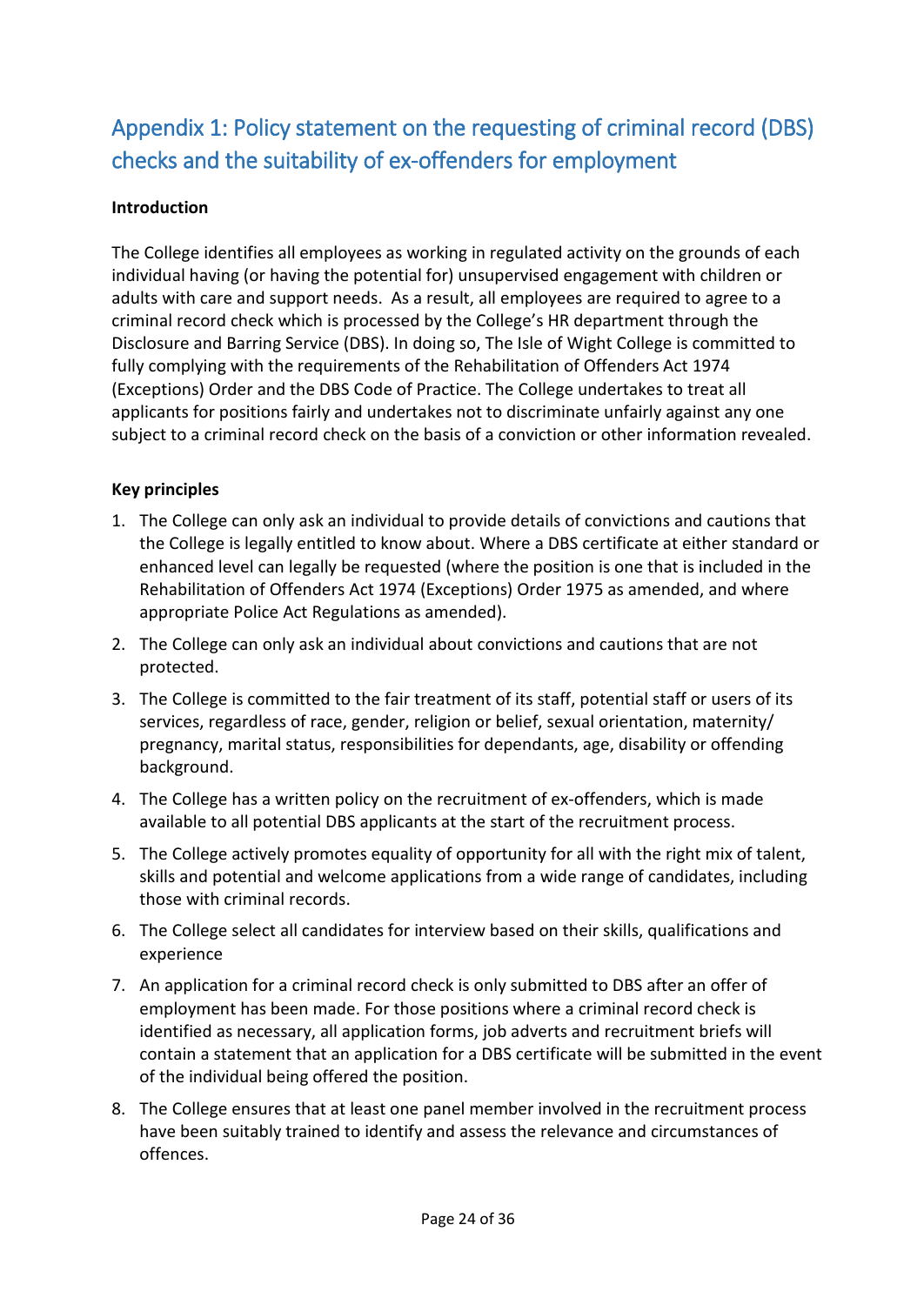## Appendix 1: Policy statement on the requesting of criminal record (DBS) checks and the suitability of ex-offenders for employment

**Introduction**

The College identifies all employees as working in regulated activity on the grounds of each individual having (or having the potential for) unsupervised engagement with children or adults with care and support needs. As a result, all employees are required to agree to a criminal record check which is processed by the College's HR department through the Disclosure and Barring Service (DBS). In doing so, The Isle of Wight College is committed to fully complying with the requirements of the Rehabilitation of Offenders Act 1974 (Exceptions) Order and the DBS Code of Practice. The College undertakes to treat all applicants for positions fairly and undertakes not to discriminate unfairly against any one subject to a criminal record check on the basis of a conviction or other information revealed.

**Key principles**

1. The College can only ask an individual to provide details of convictions and cautions that the College is legally entitled to know about. Where a DBS certificate at either standard or enhanced level can legally be requested (where the position is one that is included in the Rehabilitation of Offenders Act 1974 (Exceptions) Order 1975 as amended, and where appropriate Police Act Regulations as amended).
2. The College can only ask an individual about convictions and cautions that are not protected.
3. The College is committed to the fair treatment of its staff, potential staff or users of its services, regardless of race, gender, religion or belief, sexual orientation, maternity/ pregnancy, marital status, responsibilities for dependants, age, disability or offending background.
4. The College has a written policy on the recruitment of ex-offenders, which is made available to all potential DBS applicants at the start of the recruitment process.
5. The College actively promotes equality of opportunity for all with the right mix of talent, skills and potential and welcome applications from a wide range of candidates, including those with criminal records.
6. The College select all candidates for interview based on their skills, qualifications and experience
7. An application for a criminal record check is only submitted to DBS after an offer of employment has been made. For those positions where a criminal record check is identified as necessary, all application forms, job adverts and recruitment briefs will contain a statement that an application for a DBS certificate will be submitted in the event of the individual being offered the position.
8. The College ensures that at least one panel member involved in the recruitment process have been suitably trained to identify and assess the relevance and circumstances of offences.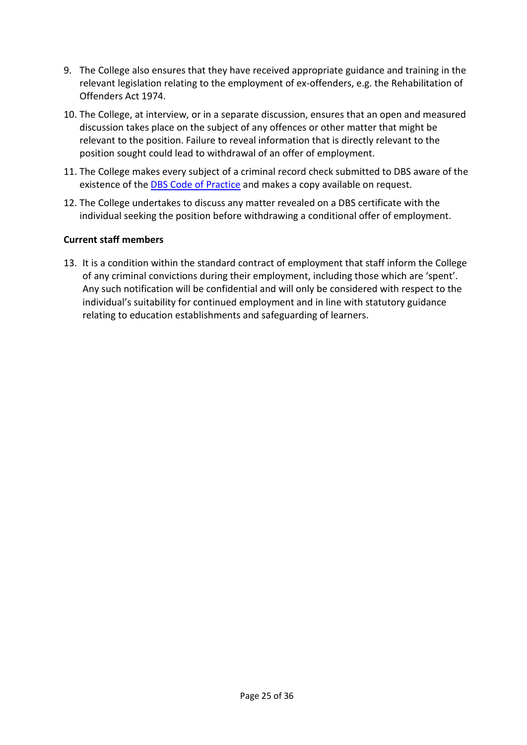9. The College also ensures that they have received appropriate guidance and training in the relevant legislation relating to the employment of ex-offenders, e.g. the Rehabilitation of Offenders Act 1974.
10. The College, at interview, or in a separate discussion, ensures that an open and measured discussion takes place on the subject of any offences or other matter that might be relevant to the position. Failure to reveal information that is directly relevant to the position sought could lead to withdrawal of an offer of employment.
11. The College makes every subject of a criminal record check submitted to DBS aware of the existence of the DBS Code of Practice and makes a copy available on request.
12. The College undertakes to discuss any matter revealed on a DBS certificate with the individual seeking the position before withdrawing a conditional offer of employment.

**Current staff members**

13. It is a condition within the standard contract of employment that staff inform the College of any criminal convictions during their employment, including those which are 'spent'. Any such notification will be confidential and will only be considered with respect to the individual's suitability for continued employment and in line with statutory guidance relating to education establishments and safeguarding of learners.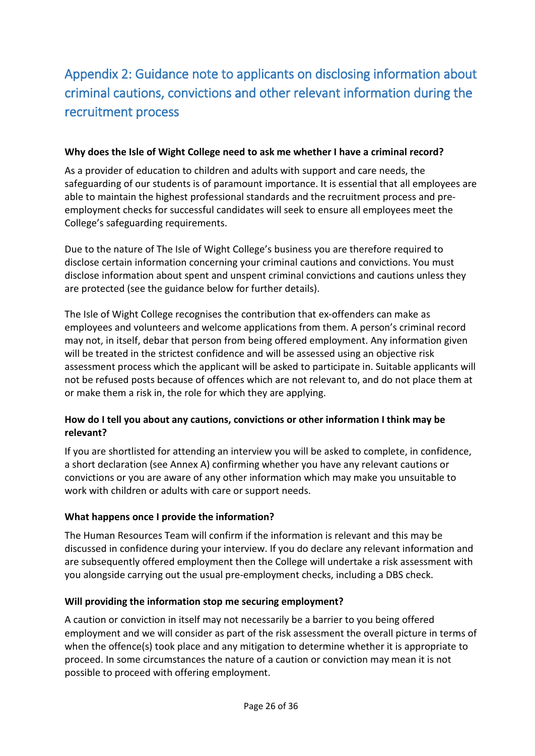## Appendix 2: Guidance note to applicants on disclosing information about criminal cautions, convictions and other relevant information during the recruitment process

**Why does the Isle of Wight College need to ask me whether I have a criminal record?**

As a provider of education to children and adults with support and care needs, the safeguarding of our students is of paramount importance. It is essential that all employees are able to maintain the highest professional standards and the recruitment process and pre-employment checks for successful candidates will seek to ensure all employees meet the College's safeguarding requirements.

Due to the nature of The Isle of Wight College's business you are therefore required to disclose certain information concerning your criminal cautions and convictions. You must disclose information about spent and unspent criminal convictions and cautions unless they are protected (see the guidance below for further details).

The Isle of Wight College recognises the contribution that ex-offenders can make as employees and volunteers and welcome applications from them. A person's criminal record may not, in itself, debar that person from being offered employment. Any information given will be treated in the strictest confidence and will be assessed using an objective risk assessment process which the applicant will be asked to participate in. Suitable applicants will not be refused posts because of offences which are not relevant to, and do not place them at or make them a risk in, the role for which they are applying.

**How do I tell you about any cautions, convictions or other information I think may be relevant?**

If you are shortlisted for attending an interview you will be asked to complete, in confidence, a short declaration (see Annex A) confirming whether you have any relevant cautions or convictions or you are aware of any other information which may make you unsuitable to work with children or adults with care or support needs.

**What happens once I provide the information?**

The Human Resources Team will confirm if the information is relevant and this may be discussed in confidence during your interview. If you do declare any relevant information and are subsequently offered employment then the College will undertake a risk assessment with you alongside carrying out the usual pre-employment checks, including a DBS check.

**Will providing the information stop me securing employment?**

A caution or conviction in itself may not necessarily be a barrier to you being offered employment and we will consider as part of the risk assessment the overall picture in terms of when the offence(s) took place and any mitigation to determine whether it is appropriate to proceed. In some circumstances the nature of a caution or conviction may mean it is not possible to proceed with offering employment.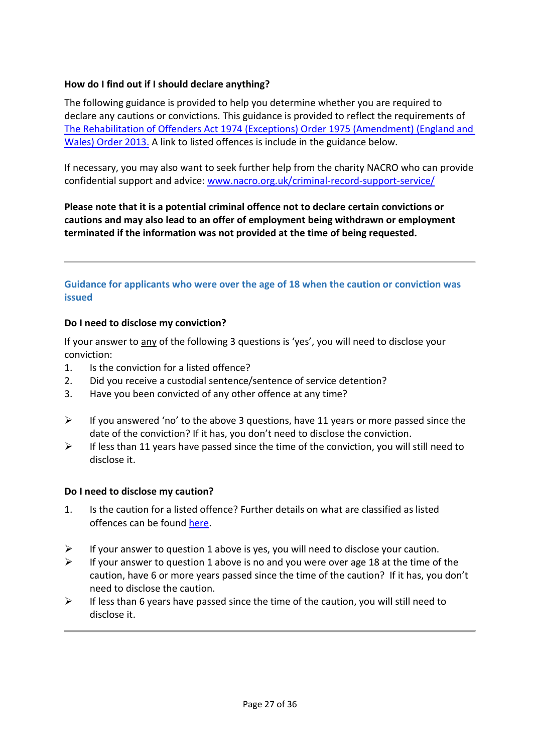**How do I find out if I should declare anything?**

The following guidance is provided to help you determine whether you are required to declare any cautions or convictions. This guidance is provided to reflect the requirements of [The Rehabilitation of Offenders Act 1974 (Exceptions) Order 1975 (Amendment) (England and Wales) Order 2013.]() A link to listed offences is include in the guidance below.

If necessary, you may also want to seek further help from the charity NACRO who can provide confidential support and advice: [www.nacro.org.uk/criminal-record-support-service/](www.nacro.org.uk/criminal-record-support-service/)

**Please note that it is a potential criminal offence not to declare certain convictions or cautions and may also lead to an offer of employment being withdrawn or employment terminated if the information was not provided at the time of being requested.**

---

## Guidance for applicants who were over the age of 18 when the caution or conviction was issued

**Do I need to disclose my conviction?**

If your answer to <u>any</u> of the following 3 questions is 'yes', you will need to disclose your conviction:

1. Is the conviction for a listed offence?
2. Did you receive a custodial sentence/sentence of service detention?
3. Have you been convicted of any other offence at any time?

- If you answered 'no' to the above 3 questions, have 11 years or more passed since the date of the conviction? If it has, you don't need to disclose the conviction.
- If less than 11 years have passed since the time of the conviction, you will still need to disclose it.

**Do I need to disclose my caution?**

1. Is the caution for a listed offence? Further details on what are classified as listed offences can be found [here]().

- If your answer to question 1 above is yes, you will need to disclose your caution.
- If your answer to question 1 above is no and you were over age 18 at the time of the caution, have 6 or more years passed since the time of the caution? If it has, you don't need to disclose the caution.
- If less than 6 years have passed since the time of the caution, you will still need to disclose it.

---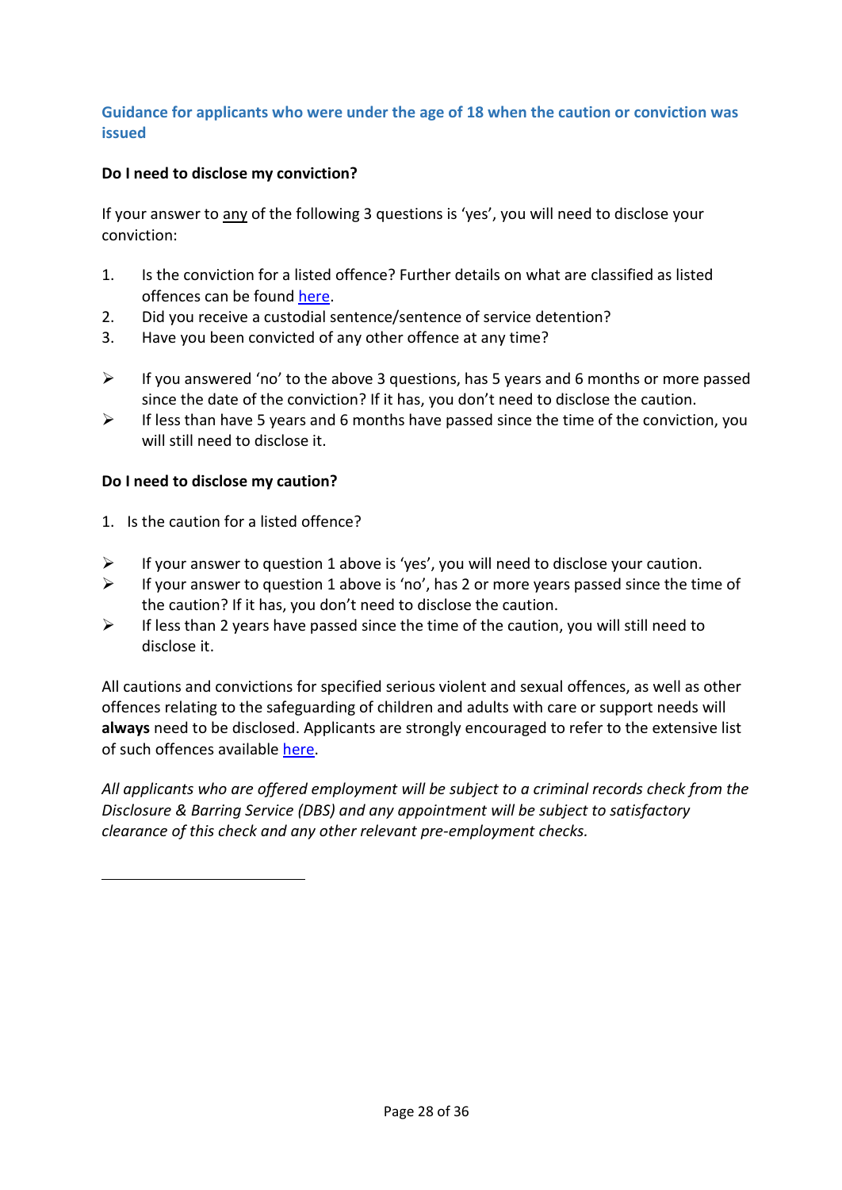## Guidance for applicants who were under the age of 18 when the caution or conviction was issued

**Do I need to disclose my conviction?**

If your answer to <u>any</u> of the following 3 questions is 'yes', you will need to disclose your conviction:

1. Is the conviction for a listed offence? Further details on what are classified as listed offences can be found [here](#).
2. Did you receive a custodial sentence/sentence of service detention?
3. Have you been convicted of any other offence at any time?

- If you answered 'no' to the above 3 questions, has 5 years and 6 months or more passed since the date of the conviction? If it has, you don't need to disclose the caution.
- If less than have 5 years and 6 months have passed since the time of the conviction, you will still need to disclose it.

**Do I need to disclose my caution?**

1. Is the caution for a listed offence?

- If your answer to question 1 above is 'yes', you will need to disclose your caution.
- If your answer to question 1 above is 'no', has 2 or more years passed since the time of the caution? If it has, you don't need to disclose the caution.
- If less than 2 years have passed since the time of the caution, you will still need to disclose it.

All cautions and convictions for specified serious violent and sexual offences, as well as other offences relating to the safeguarding of children and adults with care or support needs will **always** need to be disclosed. Applicants are strongly encouraged to refer to the extensive list of such offences available [here](#).

*All applicants who are offered employment will be subject to a criminal records check from the Disclosure & Barring Service (DBS) and any appointment will be subject to satisfactory clearance of this check and any other relevant pre-employment checks.*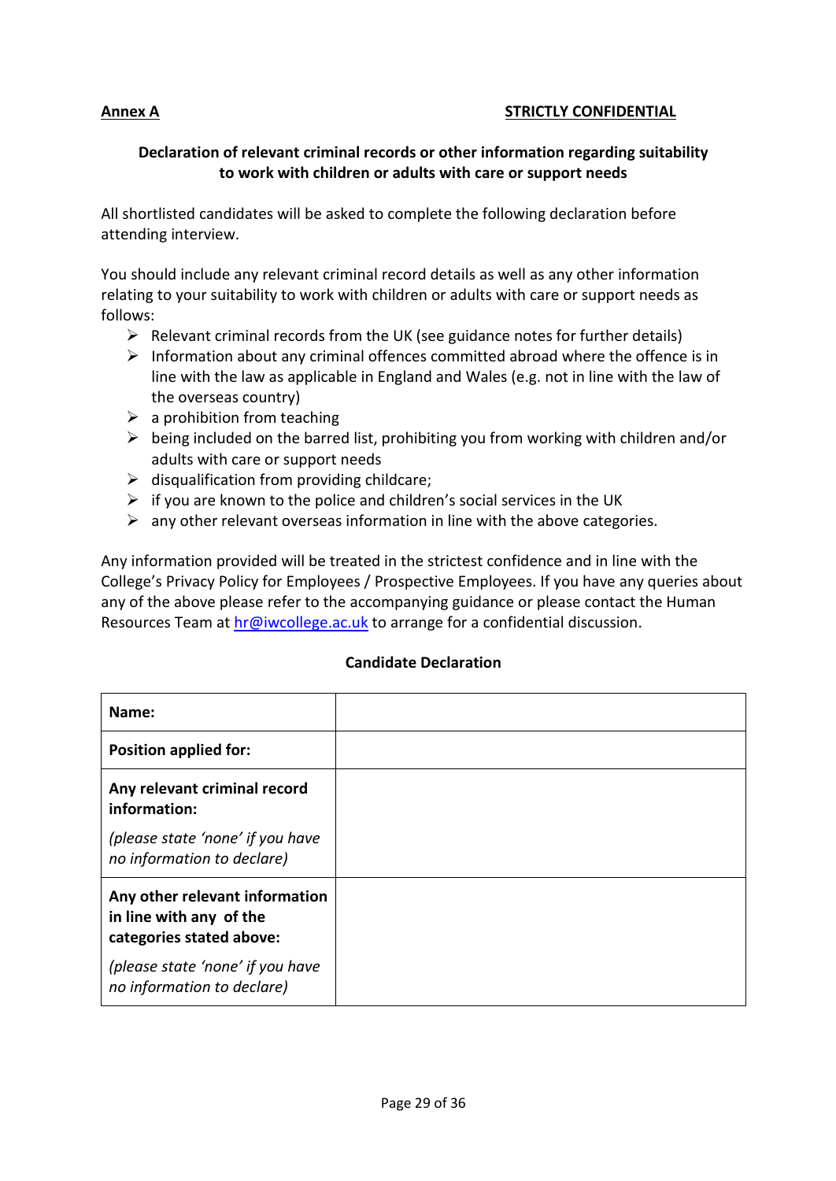**Annex A** **STRICTLY CONFIDENTIAL**

**Declaration of relevant criminal records or other information regarding suitability to work with children or adults with care or support needs**

All shortlisted candidates will be asked to complete the following declaration before attending interview.

You should include any relevant criminal record details as well as any other information relating to your suitability to work with children or adults with care or support needs as follows:

- Relevant criminal records from the UK (see guidance notes for further details)
- Information about any criminal offences committed abroad where the offence is in line with the law as applicable in England and Wales (e.g. not in line with the law of the overseas country)
- a prohibition from teaching
- being included on the barred list, prohibiting you from working with children and/or adults with care or support needs
- disqualification from providing childcare;
- if you are known to the police and children's social services in the UK
- any other relevant overseas information in line with the above categories.

Any information provided will be treated in the strictest confidence and in line with the College's Privacy Policy for Employees / Prospective Employees. If you have any queries about any of the above please refer to the accompanying guidance or please contact the Human Resources Team at [hr@iwcollege.ac.uk](mailto:hr@iwcollege.ac.uk) to arrange for a confidential discussion.

**Candidate Declaration**

| | |
|---|---|
| **Name:** | |
| **Position applied for:** | |
| **Any relevant criminal record information:** *(please state 'none' if you have no information to declare)* | |
| **Any other relevant information in line with any of the categories stated above:** *(please state 'none' if you have no information to declare)* | |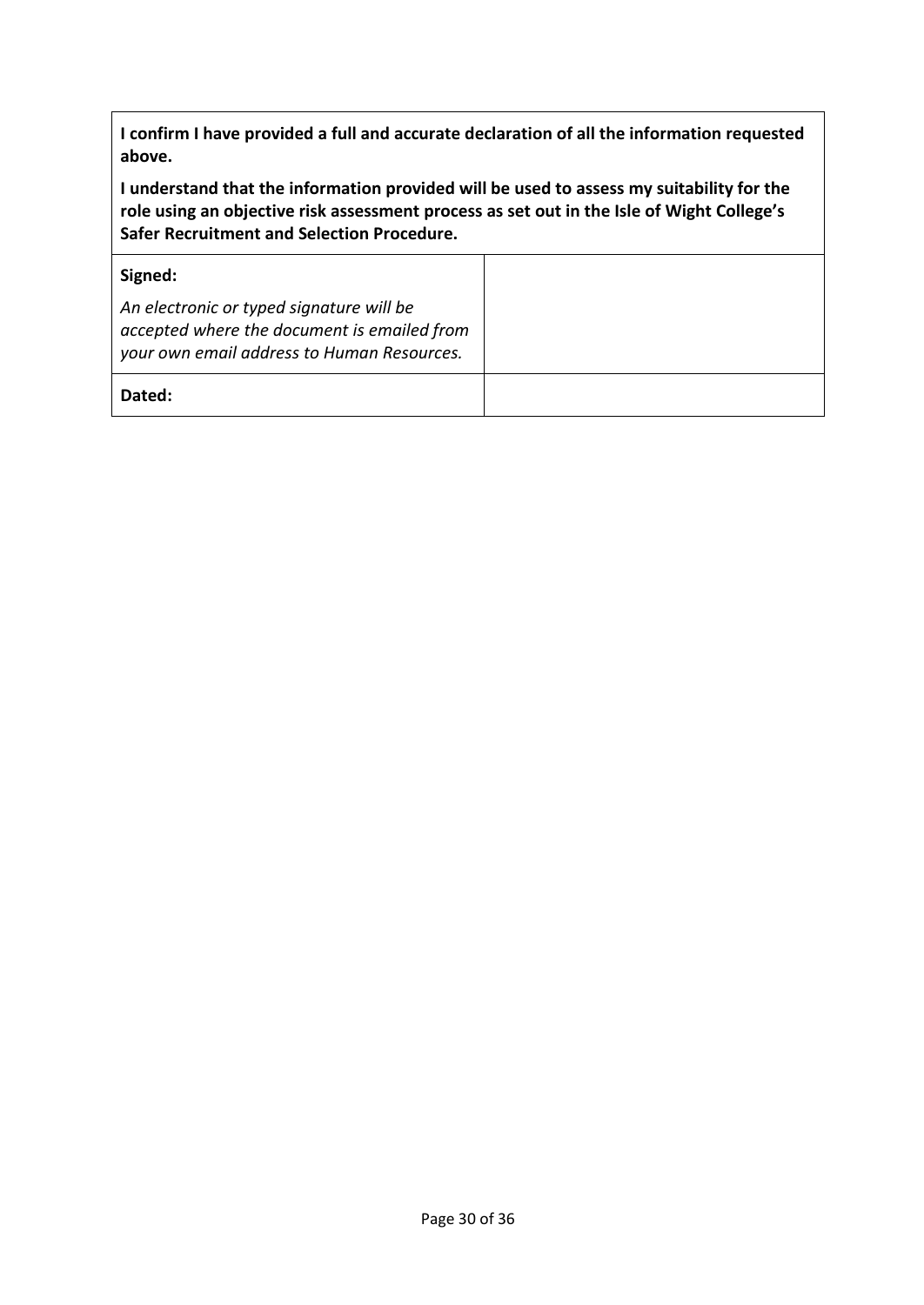**I confirm I have provided a full and accurate declaration of all the information requested above.**

**I understand that the information provided will be used to assess my suitability for the role using an objective risk assessment process as set out in the Isle of Wight College's Safer Recruitment and Selection Procedure.**

| **Signed:**<br><br>*An electronic or typed signature will be accepted where the document is emailed from your own email address to Human Resources.* | |
| --- | --- |
| **Dated:** | |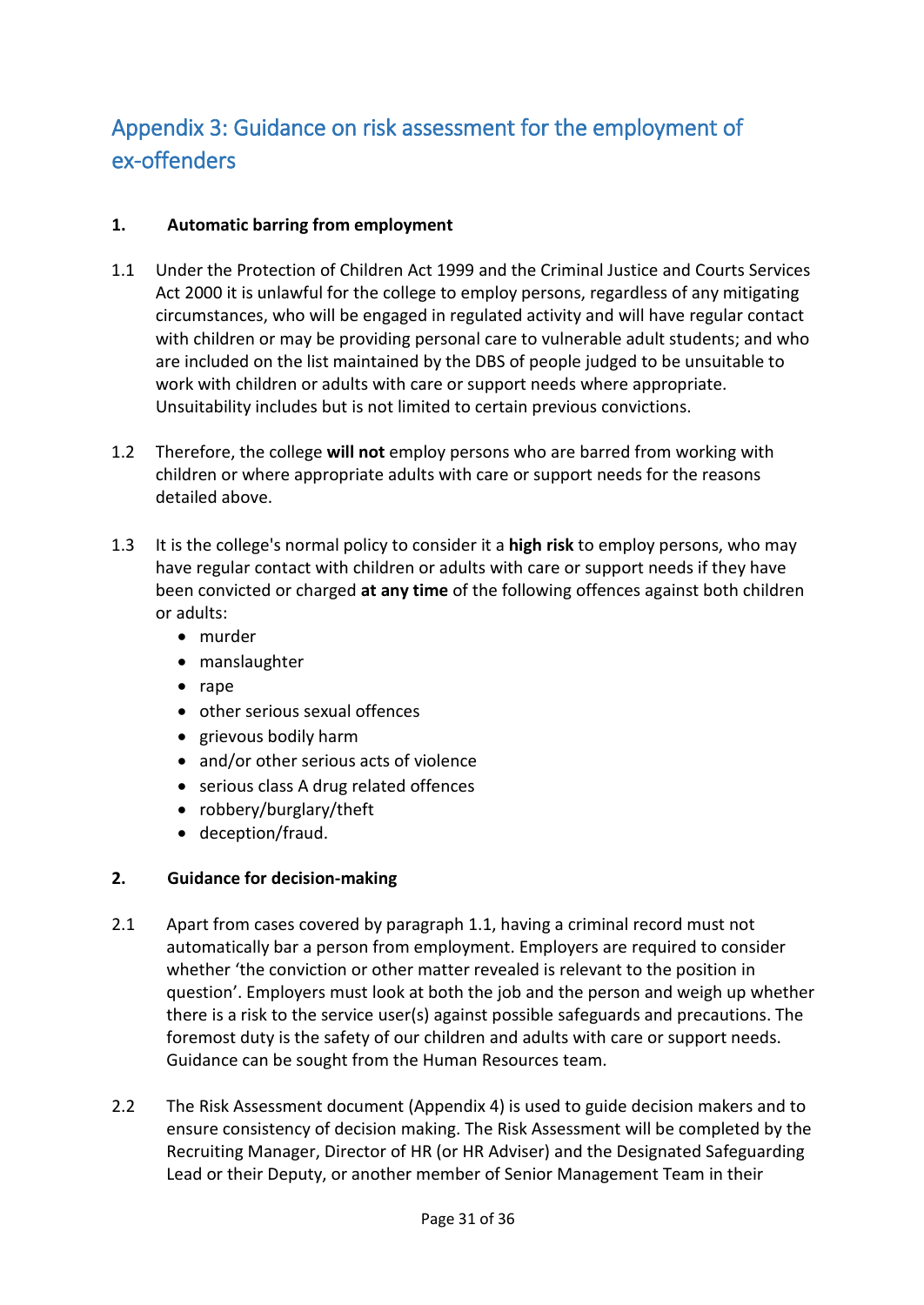## Appendix 3: Guidance on risk assessment for the employment of ex-offenders

### 1. Automatic barring from employment

1.1 Under the Protection of Children Act 1999 and the Criminal Justice and Courts Services Act 2000 it is unlawful for the college to employ persons, regardless of any mitigating circumstances, who will be engaged in regulated activity and will have regular contact with children or may be providing personal care to vulnerable adult students; and who are included on the list maintained by the DBS of people judged to be unsuitable to work with children or adults with care or support needs where appropriate. Unsuitability includes but is not limited to certain previous convictions.

1.2 Therefore, the college **will not** employ persons who are barred from working with children or where appropriate adults with care or support needs for the reasons detailed above.

1.3 It is the college's normal policy to consider it a **high risk** to employ persons, who may have regular contact with children or adults with care or support needs if they have been convicted or charged **at any time** of the following offences against both children or adults:

- murder
- manslaughter
- rape
- other serious sexual offences
- grievous bodily harm
- and/or other serious acts of violence
- serious class A drug related offences
- robbery/burglary/theft
- deception/fraud.

### 2. Guidance for decision-making

2.1 Apart from cases covered by paragraph 1.1, having a criminal record must not automatically bar a person from employment. Employers are required to consider whether 'the conviction or other matter revealed is relevant to the position in question'. Employers must look at both the job and the person and weigh up whether there is a risk to the service user(s) against possible safeguards and precautions. The foremost duty is the safety of our children and adults with care or support needs. Guidance can be sought from the Human Resources team.

2.2 The Risk Assessment document (Appendix 4) is used to guide decision makers and to ensure consistency of decision making. The Risk Assessment will be completed by the Recruiting Manager, Director of HR (or HR Adviser) and the Designated Safeguarding Lead or their Deputy, or another member of Senior Management Team in their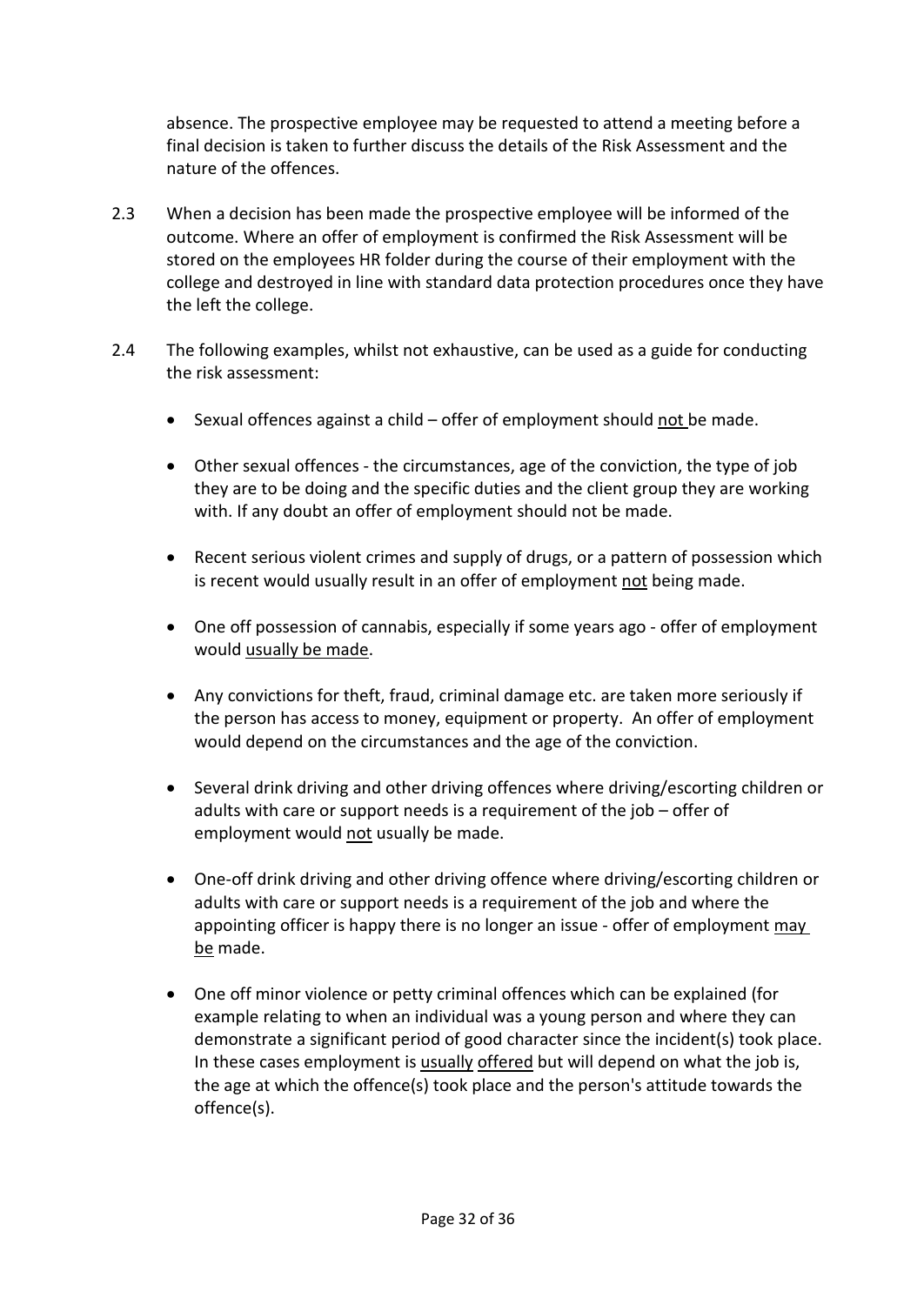absence. The prospective employee may be requested to attend a meeting before a final decision is taken to further discuss the details of the Risk Assessment and the nature of the offences.

2.3 When a decision has been made the prospective employee will be informed of the outcome. Where an offer of employment is confirmed the Risk Assessment will be stored on the employees HR folder during the course of their employment with the college and destroyed in line with standard data protection procedures once they have the left the college.

2.4 The following examples, whilst not exhaustive, can be used as a guide for conducting the risk assessment:

- Sexual offences against a child – offer of employment should <u>not</u> be made.

- Other sexual offences - the circumstances, age of the conviction, the type of job they are to be doing and the specific duties and the client group they are working with. If any doubt an offer of employment should not be made.

- Recent serious violent crimes and supply of drugs, or a pattern of possession which is recent would usually result in an offer of employment <u>not</u> being made.

- One off possession of cannabis, especially if some years ago - offer of employment would <u>usually be made</u>.

- Any convictions for theft, fraud, criminal damage etc. are taken more seriously if the person has access to money, equipment or property. An offer of employment would depend on the circumstances and the age of the conviction.

- Several drink driving and other driving offences where driving/escorting children or adults with care or support needs is a requirement of the job – offer of employment would <u>not</u> usually be made.

- One-off drink driving and other driving offence where driving/escorting children or adults with care or support needs is a requirement of the job and where the appointing officer is happy there is no longer an issue - offer of employment <u>may be</u> made.

- One off minor violence or petty criminal offences which can be explained (for example relating to when an individual was a young person and where they can demonstrate a significant period of good character since the incident(s) took place. In these cases employment is <u>usually</u> <u>offered</u> but will depend on what the job is, the age at which the offence(s) took place and the person's attitude towards the offence(s).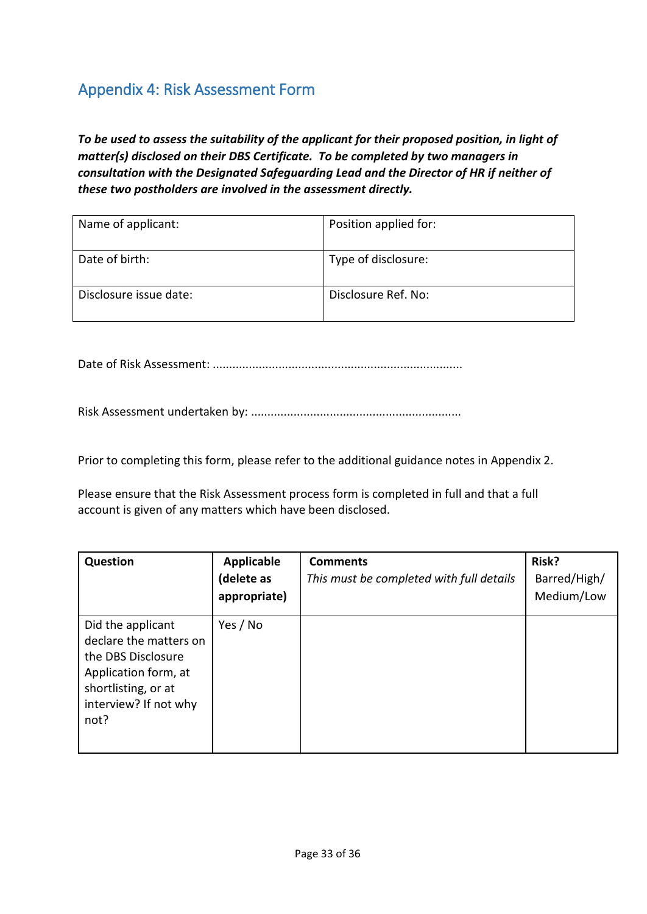## Appendix 4: Risk Assessment Form

***To be used to assess the suitability of the applicant for their proposed position, in light of matter(s) disclosed on their DBS Certificate. To be completed by two managers in consultation with the Designated Safeguarding Lead and the Director of HR if neither of these two postholders are involved in the assessment directly.***

| Name of applicant: | Position applied for: |
|---|---|
| Date of birth: | Type of disclosure: |
| Disclosure issue date: | Disclosure Ref. No: |

Date of Risk Assessment: ...........................................................................

Risk Assessment undertaken by: ...............................................................

Prior to completing this form, please refer to the additional guidance notes in Appendix 2.

Please ensure that the Risk Assessment process form is completed in full and that a full account is given of any matters which have been disclosed.

| **Question** | **Applicable (delete as appropriate)** | **Comments** *This must be completed with full details* | **Risk?** Barred/High/ Medium/Low |
|---|---|---|---|
| Did the applicant declare the matters on the DBS Disclosure Application form, at shortlisting, or at interview? If not why not? | Yes / No | | |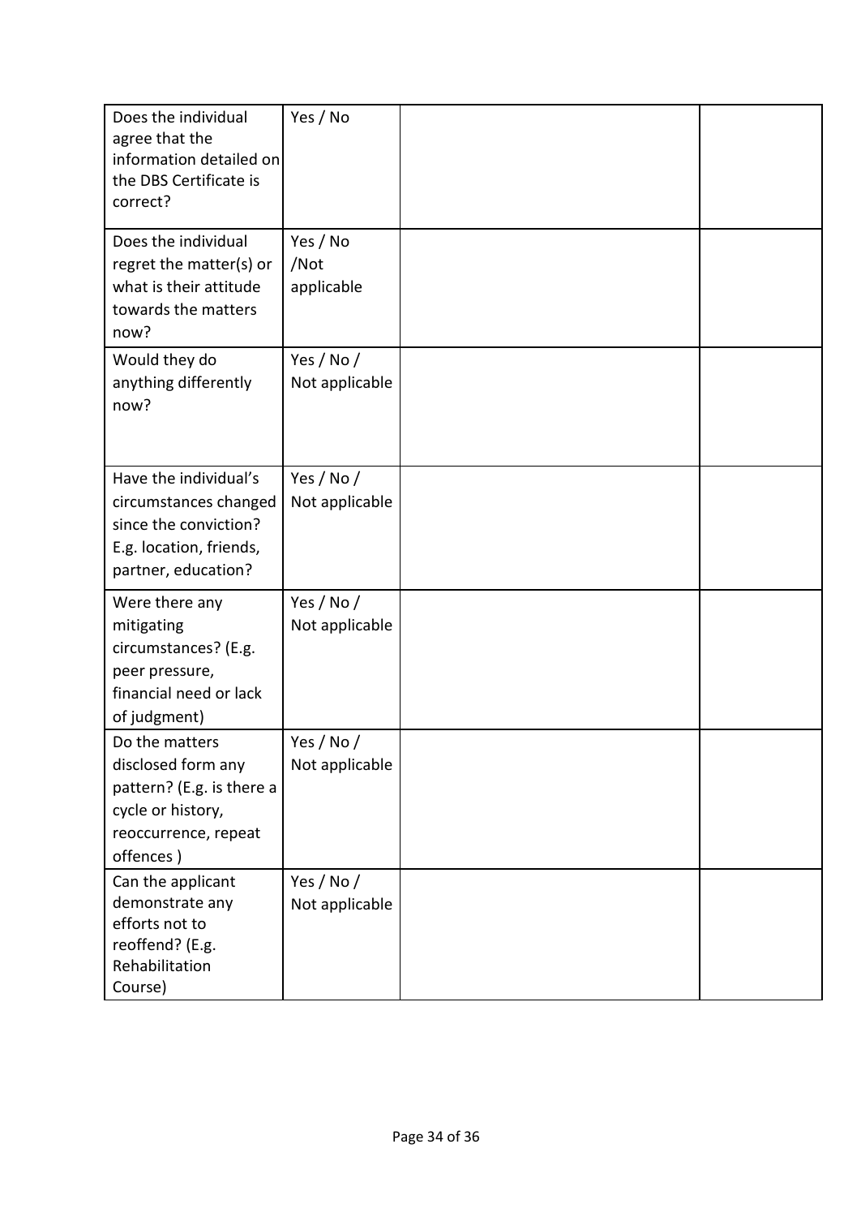| Does the individual agree that the information detailed on the DBS Certificate is correct? | Yes / No | | |
|---|---|---|---|
| Does the individual regret the matter(s) or what is their attitude towards the matters now? | Yes / No /Not applicable | | |
| Would they do anything differently now? | Yes / No / Not applicable | | |
| Have the individual's circumstances changed since the conviction? E.g. location, friends, partner, education? | Yes / No / Not applicable | | |
| Were there any mitigating circumstances? (E.g. peer pressure, financial need or lack of judgment) | Yes / No / Not applicable | | |
| Do the matters disclosed form any pattern? (E.g. is there a cycle or history, reoccurrence, repeat offences ) | Yes / No / Not applicable | | |
| Can the applicant demonstrate any efforts not to reoffend? (E.g. Rehabilitation Course) | Yes / No / Not applicable | | |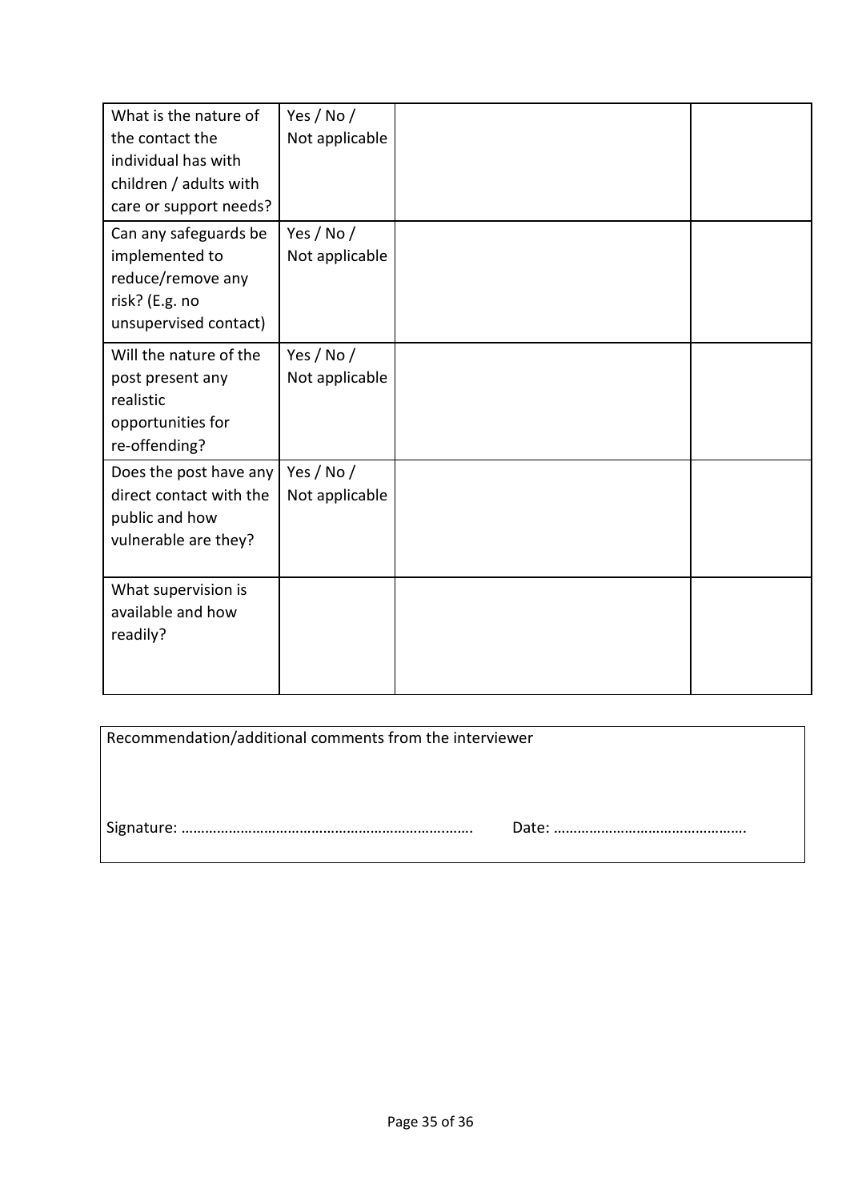| What is the nature of the contact the individual has with children / adults with care or support needs? | Yes / No / Not applicable | | |
|---|---|---|---|
| Can any safeguards be implemented to reduce/remove any risk? (E.g. no unsupervised contact) | Yes / No / Not applicable | | |
| Will the nature of the post present any realistic opportunities for re-offending? | Yes / No / Not applicable | | |
| Does the post have any direct contact with the public and how vulnerable are they? | Yes / No / Not applicable | | |
| What supervision is available and how readily? | | | |

Recommendation/additional comments from the interviewer

Signature: ………………………………………………………….……. Date: ………………………………………….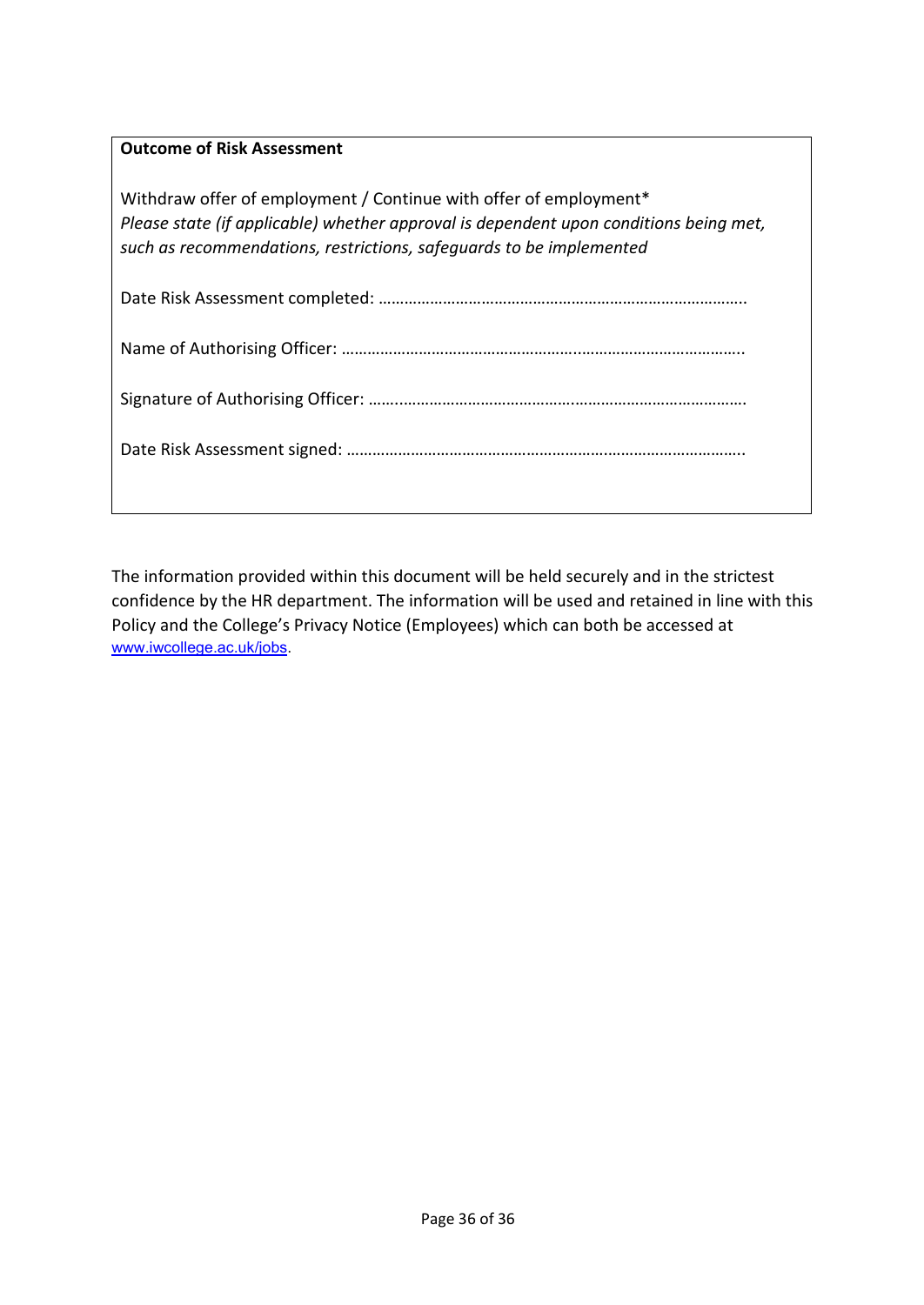**Outcome of Risk Assessment**

Withdraw offer of employment / Continue with offer of employment*
*Please state (if applicable) whether approval is dependent upon conditions being met, such as recommendations, restrictions, safeguards to be implemented*

Date Risk Assessment completed: …………………………………………………………………………..

Name of Authorising Officer: …………………………………………………………………………………..

Signature of Authorising Officer: …………………………………………………………………………….

Date Risk Assessment signed: ………………………………………………………………………………..

The information provided within this document will be held securely and in the strictest confidence by the HR department. The information will be used and retained in line with this Policy and the College's Privacy Notice (Employees) which can both be accessed at www.iwcollege.ac.uk/jobs.